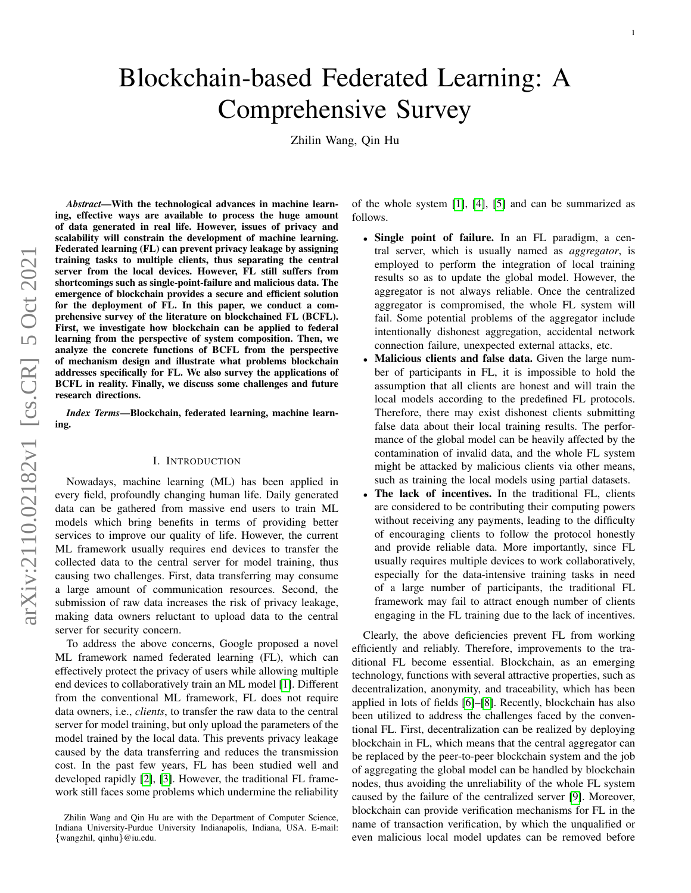# Blockchain-based Federated Learning: A Comprehensive Survey

Zhilin Wang, Qin Hu

***Abstract*—With the technological advances in machine learning, effective ways are available to process the huge amount of data generated in real life. However, issues of privacy and scalability will constrain the development of machine learning. Federated learning (FL) can prevent privacy leakage by assigning training tasks to multiple clients, thus separating the central server from the local devices. However, FL still suffers from shortcomings such as single-point-failure and malicious data. The emergence of blockchain provides a secure and efficient solution for the deployment of FL. In this paper, we conduct a comprehensive survey of the literature on blockchained FL (BCFL). First, we investigate how blockchain can be applied to federal learning from the perspective of system composition. Then, we analyze the concrete functions of BCFL from the perspective of mechanism design and illustrate what problems blockchain addresses specifically for FL. We also survey the applications of BCFL in reality. Finally, we discuss some challenges and future research directions.**

***Index Terms*—Blockchain, federated learning, machine learning.**

## I. Introduction

Nowadays, machine learning (ML) has been applied in every field, profoundly changing human life. Daily generated data can be gathered from massive end users to train ML models which bring benefits in terms of providing better services to improve our quality of life. However, the current ML framework usually requires end devices to transfer the collected data to the central server for model training, thus causing two challenges. First, data transferring may consume a large amount of communication resources. Second, the submission of raw data increases the risk of privacy leakage, making data owners reluctant to upload data to the central server for security concern.

To address the above concerns, Google proposed a novel ML framework named federated learning (FL), which can effectively protect the privacy of users while allowing multiple end devices to collaboratively train an ML model [1]. Different from the conventional ML framework, FL does not require data owners, i.e., *clients*, to transfer the raw data to the central server for model training, but only upload the parameters of the model trained by the local data. This prevents privacy leakage caused by the data transferring and reduces the transmission cost. In the past few years, FL has been studied well and developed rapidly [2], [3]. However, the traditional FL framework still faces some problems which undermine the reliability of the whole system [1], [4], [5] and can be summarized as follows.

- **Single point of failure.** In an FL paradigm, a central server, which is usually named as *aggregator*, is employed to perform the integration of local training results so as to update the global model. However, the aggregator is not always reliable. Once the centralized aggregator is compromised, the whole FL system will fail. Some potential problems of the aggregator include intentionally dishonest aggregation, accidental network connection failure, unexpected external attacks, etc.
- **Malicious clients and false data.** Given the large number of participants in FL, it is impossible to hold the assumption that all clients are honest and will train the local models according to the predefined FL protocols. Therefore, there may exist dishonest clients submitting false data about their local training results. The performance of the global model can be heavily affected by the contamination of invalid data, and the whole FL system might be attacked by malicious clients via other means, such as training the local models using partial datasets.
- **The lack of incentives.** In the traditional FL, clients are considered to be contributing their computing powers without receiving any payments, leading to the difficulty of encouraging clients to follow the protocol honestly and provide reliable data. More importantly, since FL usually requires multiple devices to work collaboratively, especially for the data-intensive training tasks in need of a large number of participants, the traditional FL framework may fail to attract enough number of clients engaging in the FL training due to the lack of incentives.

Clearly, the above deficiencies prevent FL from working efficiently and reliably. Therefore, improvements to the traditional FL become essential. Blockchain, as an emerging technology, functions with several attractive properties, such as decentralization, anonymity, and traceability, which has been applied in lots of fields [6]–[8]. Recently, blockchain has also been utilized to address the challenges faced by the conventional FL. First, decentralization can be realized by deploying blockchain in FL, which means that the central aggregator can be replaced by the peer-to-peer blockchain system and the job of aggregating the global model can be handled by blockchain nodes, thus avoiding the unreliability of the whole FL system caused by the failure of the centralized server [9]. Moreover, blockchain can provide verification mechanisms for FL in the name of transaction verification, by which the unqualified or even malicious local model updates can be removed before

Zhilin Wang and Qin Hu are with the Department of Computer Science, Indiana University-Purdue University Indianapolis, Indiana, USA. E-mail: {wangzhil, qinhu}@iu.edu.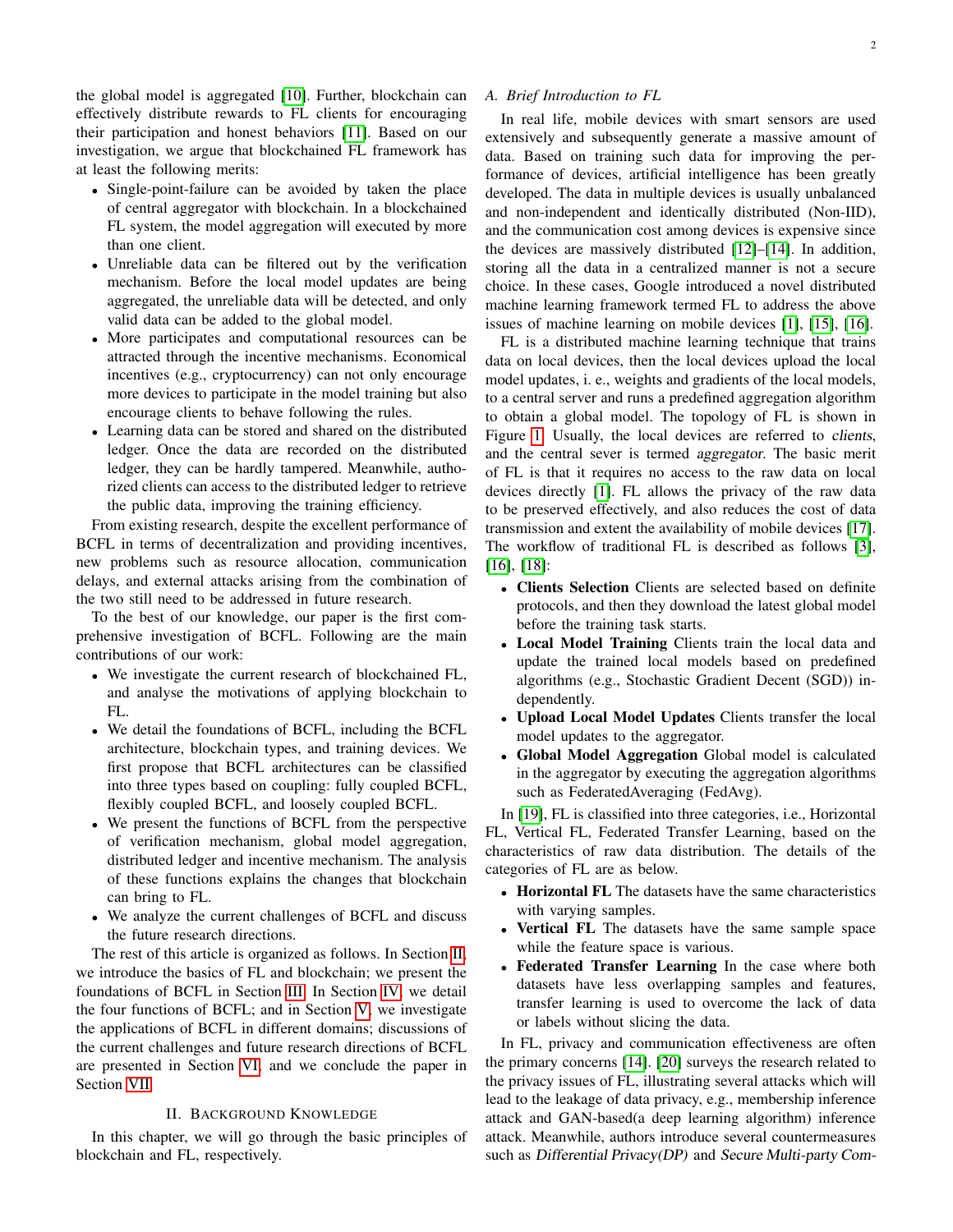the global model is aggregated [10]. Further, blockchain can effectively distribute rewards to FL clients for encouraging their participation and honest behaviors [11]. Based on our investigation, we argue that blockchained FL framework has at least the following merits:

- Single-point-failure can be avoided by taken the place of central aggregator with blockchain. In a blockchained FL system, the model aggregation will executed by more than one client.
- Unreliable data can be filtered out by the verification mechanism. Before the local model updates are being aggregated, the unreliable data will be detected, and only valid data can be added to the global model.
- More participates and computational resources can be attracted through the incentive mechanisms. Economical incentives (e.g., cryptocurrency) can not only encourage more devices to participate in the model training but also encourage clients to behave following the rules.
- Learning data can be stored and shared on the distributed ledger. Once the data are recorded on the distributed ledger, they can be hardly tampered. Meanwhile, authorized clients can access to the distributed ledger to retrieve the public data, improving the training efficiency.

From existing research, despite the excellent performance of BCFL in terms of decentralization and providing incentives, new problems such as resource allocation, communication delays, and external attacks arising from the combination of the two still need to be addressed in future research.

To the best of our knowledge, our paper is the first comprehensive investigation of BCFL. Following are the main contributions of our work:

- We investigate the current research of blockchained FL, and analyse the motivations of applying blockchain to FL.
- We detail the foundations of BCFL, including the BCFL architecture, blockchain types, and training devices. We first propose that BCFL architectures can be classified into three types based on coupling: fully coupled BCFL, flexibly coupled BCFL, and loosely coupled BCFL.
- We present the functions of BCFL from the perspective of verification mechanism, global model aggregation, distributed ledger and incentive mechanism. The analysis of these functions explains the changes that blockchain can bring to FL.
- We analyze the current challenges of BCFL and discuss the future research directions.

The rest of this article is organized as follows. In Section II, we introduce the basics of FL and blockchain; we present the foundations of BCFL in Section III. In Section IV, we detail the four functions of BCFL; and in Section V, we investigate the applications of BCFL in different domains; discussions of the current challenges and future research directions of BCFL are presented in Section VI, and we conclude the paper in Section VII.

## II. Background Knowledge

In this chapter, we will go through the basic principles of blockchain and FL, respectively.

### A. Brief Introduction to FL

In real life, mobile devices with smart sensors are used extensively and subsequently generate a massive amount of data. Based on training such data for improving the performance of devices, artificial intelligence has been greatly developed. The data in multiple devices is usually unbalanced and non-independent and identically distributed (Non-IID), and the communication cost among devices is expensive since the devices are massively distributed [12]–[14]. In addition, storing all the data in a centralized manner is not a secure choice. In these cases, Google introduced a novel distributed machine learning framework termed FL to address the above issues of machine learning on mobile devices [1], [15], [16].

FL is a distributed machine learning technique that trains data on local devices, then the local devices upload the local model updates, i. e., weights and gradients of the local models, to a central server and runs a predefined aggregation algorithm to obtain a global model. The topology of FL is shown in Figure 1. Usually, the local devices are referred to *clients*, and the central sever is termed *aggregator*. The basic merit of FL is that it requires no access to the raw data on local devices directly [1]. FL allows the privacy of the raw data to be preserved effectively, and also reduces the cost of data transmission and extent the availability of mobile devices [17]. The workflow of traditional FL is described as follows [3], [16], [18]:

- **Clients Selection** Clients are selected based on definite protocols, and then they download the latest global model before the training task starts.
- **Local Model Training** Clients train the local data and update the trained local models based on predefined algorithms (e.g., Stochastic Gradient Decent (SGD)) independently.
- **Upload Local Model Updates** Clients transfer the local model updates to the aggregator.
- **Global Model Aggregation** Global model is calculated in the aggregator by executing the aggregation algorithms such as FederatedAveraging (FedAvg).

In [19], FL is classified into three categories, i.e., Horizontal FL, Vertical FL, Federated Transfer Learning, based on the characteristics of raw data distribution. The details of the categories of FL are as below.

- **Horizontal FL** The datasets have the same characteristics with varying samples.
- **Vertical FL** The datasets have the same sample space while the feature space is various.
- **Federated Transfer Learning** In the case where both datasets have less overlapping samples and features, transfer learning is used to overcome the lack of data or labels without slicing the data.

In FL, privacy and communication effectiveness are often the primary concerns [14]. [20] surveys the research related to the privacy issues of FL, illustrating several attacks which will lead to the leakage of data privacy, e.g., membership inference attack and GAN-based(a deep learning algorithm) inference attack. Meanwhile, authors introduce several countermeasures such as *Differential Privacy(DP)* and *Secure Multi-party Com-*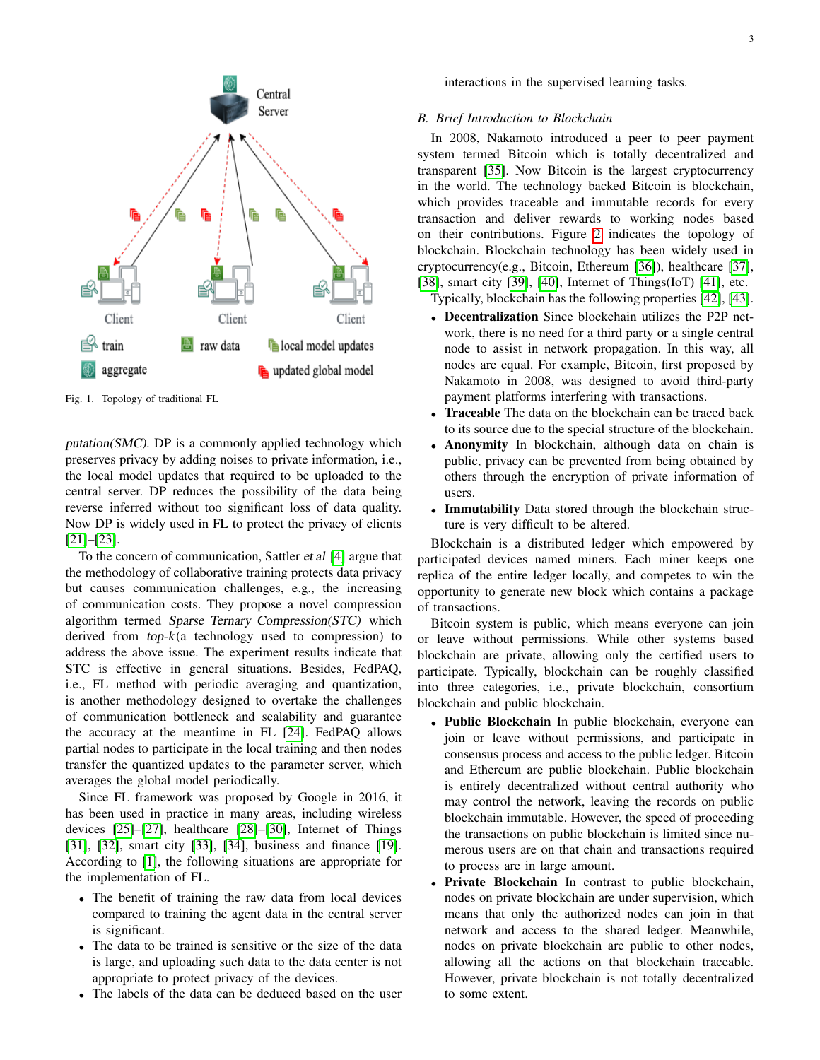Fig. 1. Topology of traditional FL

*putation(SMC)*. DP is a commonly applied technology which preserves privacy by adding noises to private information, i.e., the local model updates that required to be uploaded to the central server. DP reduces the possibility of the data being reverse inferred without too significant loss of data quality. Now DP is widely used in FL to protect the privacy of clients [21]–[23].

To the concern of communication, Sattler *et al* [4] argue that the methodology of collaborative training protects data privacy but causes communication challenges, e.g., the increasing of communication costs. They propose a novel compression algorithm termed *Sparse Ternary Compression(STC)* which derived from *top-k*(a technology used to compression) to address the above issue. The experiment results indicate that STC is effective in general situations. Besides, FedPAQ, i.e., FL method with periodic averaging and quantization, is another methodology designed to overtake the challenges of communication bottleneck and scalability and guarantee the accuracy at the meantime in FL [24]. FedPAQ allows partial nodes to participate in the local training and then nodes transfer the quantized updates to the parameter server, which averages the global model periodically.

Since FL framework was proposed by Google in 2016, it has been used in practice in many areas, including wireless devices [25]–[27], healthcare [28]–[30], Internet of Things [31], [32], smart city [33], [34], business and finance [19]. According to [1], the following situations are appropriate for the implementation of FL.

- The benefit of training the raw data from local devices compared to training the agent data in the central server is significant.
- The data to be trained is sensitive or the size of the data is large, and uploading such data to the data center is not appropriate to protect privacy of the devices.
- The labels of the data can be deduced based on the user interactions in the supervised learning tasks.

### *B. Brief Introduction to Blockchain*

In 2008, Nakamoto introduced a peer to peer payment system termed Bitcoin which is totally decentralized and transparent [35]. Now Bitcoin is the largest cryptocurrency in the world. The technology backed Bitcoin is blockchain, which provides traceable and immutable records for every transaction and deliver rewards to working nodes based on their contributions. Figure 2 indicates the topology of blockchain. Blockchain technology has been widely used in cryptocurrency(e.g., Bitcoin, Ethereum [36]), healthcare [37], [38], smart city [39], [40], Internet of Things(IoT) [41], etc. Typically, blockchain has the following properties [42], [43].

- **Decentralization** Since blockchain utilizes the P2P network, there is no need for a third party or a single central node to assist in network propagation. In this way, all nodes are equal. For example, Bitcoin, first proposed by Nakamoto in 2008, was designed to avoid third-party payment platforms interfering with transactions.
- **Traceable** The data on the blockchain can be traced back to its source due to the special structure of the blockchain.
- **Anonymity** In blockchain, although data on chain is public, privacy can be prevented from being obtained by others through the encryption of private information of users.
- **Immutability** Data stored through the blockchain structure is very difficult to be altered.

Blockchain is a distributed ledger which empowered by participated devices named miners. Each miner keeps one replica of the entire ledger locally, and competes to win the opportunity to generate new block which contains a package of transactions.

Bitcoin system is public, which means everyone can join or leave without permissions. While other systems based blockchain are private, allowing only the certified users to participate. Typically, blockchain can be roughly classified into three categories, i.e., private blockchain, consortium blockchain and public blockchain.

- **Public Blockchain** In public blockchain, everyone can join or leave without permissions, and participate in consensus process and access to the public ledger. Bitcoin and Ethereum are public blockchain. Public blockchain is entirely decentralized without central authority who may control the network, leaving the records on public blockchain immutable. However, the speed of proceeding the transactions on public blockchain is limited since numerous users are on that chain and transactions required to process are in large amount.
- **Private Blockchain** In contrast to public blockchain, nodes on private blockchain are under supervision, which means that only the authorized nodes can join in that network and access to the shared ledger. Meanwhile, nodes on private blockchain are public to other nodes, allowing all the actions on that blockchain traceable. However, private blockchain is not totally decentralized to some extent.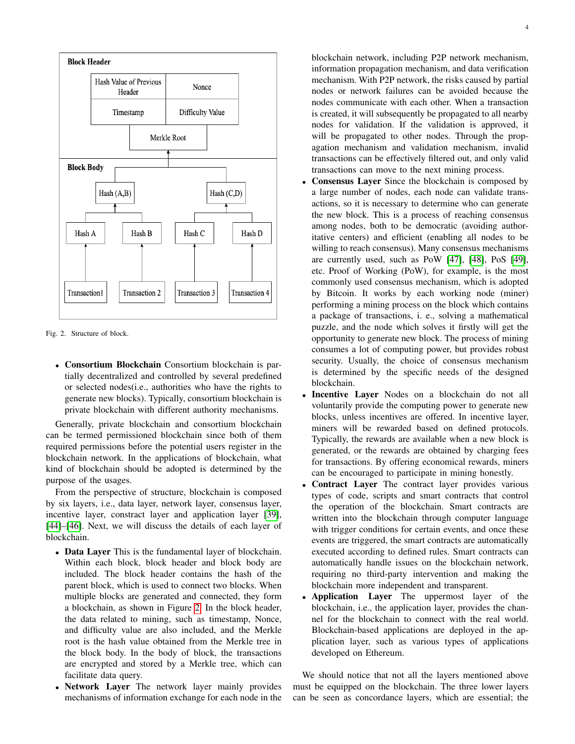Fig. 2. Structure of block.

- **Consortium Blockchain** Consortium blockchain is partially decentralized and controlled by several predefined or selected nodes(i.e., authorities who have the rights to generate new blocks). Typically, consortium blockchain is private blockchain with different authority mechanisms.

Generally, private blockchain and consortium blockchain can be termed permissioned blockchain since both of them required permissions before the potential users register in the blockchain network. In the applications of blockchain, what kind of blockchain should be adopted is determined by the purpose of the usages.

From the perspective of structure, blockchain is composed by six layers, i.e., data layer, network layer, consensus layer, incentive layer, constract layer and application layer [39], [44]–[46]. Next, we will discuss the details of each layer of blockchain.

- **Data Layer** This is the fundamental layer of blockchain. Within each block, block header and block body are included. The block header contains the hash of the parent block, which is used to connect two blocks. When multiple blocks are generated and connected, they form a blockchain, as shown in Figure 2. In the block header, the data related to mining, such as timestamp, Nonce, and difficulty value are also included, and the Merkle root is the hash value obtained from the Merkle tree in the block body. In the body of block, the transactions are encrypted and stored by a Merkle tree, which can facilitate data query.
- **Network Layer** The network layer mainly provides mechanisms of information exchange for each node in the blockchain network, including P2P network mechanism, information propagation mechanism, and data verification mechanism. With P2P network, the risks caused by partial nodes or network failures can be avoided because the nodes communicate with each other. When a transaction is created, it will subsequently be propagated to all nearby nodes for validation. If the validation is approved, it will be propagated to other nodes. Through the propagation mechanism and validation mechanism, invalid transactions can be effectively filtered out, and only valid transactions can move to the next mining process.
- **Consensus Layer** Since the blockchain is composed by a large number of nodes, each node can validate transactions, so it is necessary to determine who can generate the new block. This is a process of reaching consensus among nodes, both to be democratic (avoiding authoritative centers) and efficient (enabling all nodes to be willing to reach consensus). Many consensus mechanisms are currently used, such as PoW [47], [48], PoS [49], etc. Proof of Working (PoW), for example, is the most commonly used consensus mechanism, which is adopted by Bitcoin. It works by each working node (miner) performing a mining process on the block which contains a package of transactions, i. e., solving a mathematical puzzle, and the node which solves it firstly will get the opportunity to generate new block. The process of mining consumes a lot of computing power, but provides robust security. Usually, the choice of consensus mechanism is determined by the specific needs of the designed blockchain.
- **Incentive Layer** Nodes on a blockchain do not all voluntarily provide the computing power to generate new blocks, unless incentives are offered. In incentive layer, miners will be rewarded based on defined protocols. Typically, the rewards are available when a new block is generated, or the rewards are obtained by charging fees for transactions. By offering economical rewards, miners can be encouraged to participate in mining honestly.
- **Contract Layer** The contract layer provides various types of code, scripts and smart contracts that control the operation of the blockchain. Smart contracts are written into the blockchain through computer language with trigger conditions for certain events, and once these events are triggered, the smart contracts are automatically executed according to defined rules. Smart contracts can automatically handle issues on the blockchain network, requiring no third-party intervention and making the blockchain more independent and transparent.
- **Application Layer** The uppermost layer of the blockchain, i.e., the application layer, provides the channel for the blockchain to connect with the real world. Blockchain-based applications are deployed in the application layer, such as various types of applications developed on Ethereum.

We should notice that not all the layers mentioned above must be equipped on the blockchain. The three lower layers can be seen as concordance layers, which are essential; the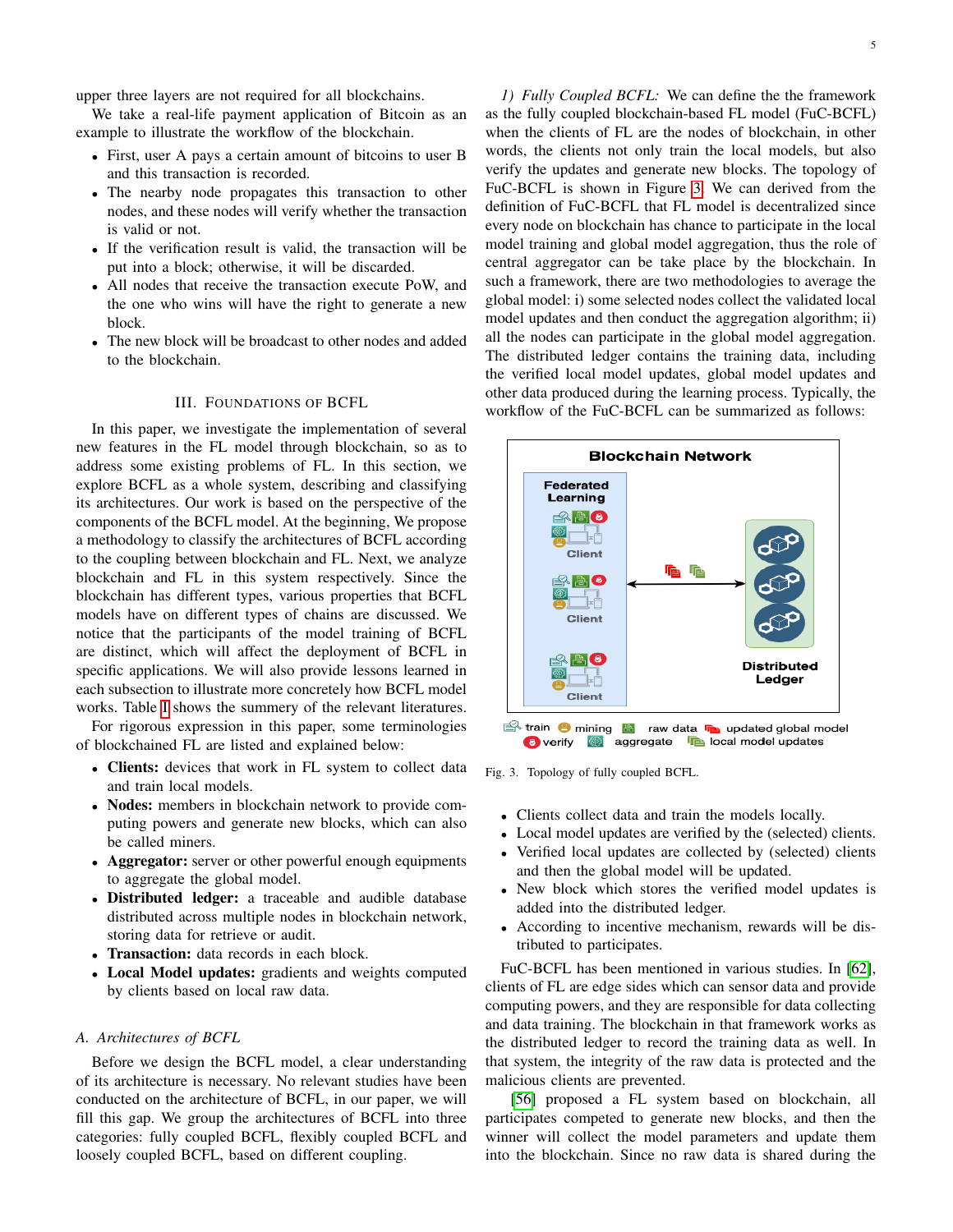upper three layers are not required for all blockchains.

We take a real-life payment application of Bitcoin as an example to illustrate the workflow of the blockchain.

- First, user A pays a certain amount of bitcoins to user B and this transaction is recorded.
- The nearby node propagates this transaction to other nodes, and these nodes will verify whether the transaction is valid or not.
- If the verification result is valid, the transaction will be put into a block; otherwise, it will be discarded.
- All nodes that receive the transaction execute PoW, and the one who wins will have the right to generate a new block.
- The new block will be broadcast to other nodes and added to the blockchain.

## III. Foundations of BCFL

In this paper, we investigate the implementation of several new features in the FL model through blockchain, so as to address some existing problems of FL. In this section, we explore BCFL as a whole system, describing and classifying its architectures. Our work is based on the perspective of the components of the BCFL model. At the beginning, We propose a methodology to classify the architectures of BCFL according to the coupling between blockchain and FL. Next, we analyze blockchain and FL in this system respectively. Since the blockchain has different types, various properties that BCFL models have on different types of chains are discussed. We notice that the participants of the model training of BCFL are distinct, which will affect the deployment of BCFL in specific applications. We will also provide lessons learned in each subsection to illustrate more concretely how BCFL model works. Table I shows the summery of the relevant literatures.

For rigorous expression in this paper, some terminologies of blockchained FL are listed and explained below:

- **Clients:** devices that work in FL system to collect data and train local models.
- **Nodes:** members in blockchain network to provide computing powers and generate new blocks, which can also be called miners.
- **Aggregator:** server or other powerful enough equipments to aggregate the global model.
- **Distributed ledger:** a traceable and audible database distributed across multiple nodes in blockchain network, storing data for retrieve or audit.
- **Transaction:** data records in each block.
- **Local Model updates:** gradients and weights computed by clients based on local raw data.

### A. Architectures of BCFL

Before we design the BCFL model, a clear understanding of its architecture is necessary. No relevant studies have been conducted on the architecture of BCFL, in our paper, we will fill this gap. We group the architectures of BCFL into three categories: fully coupled BCFL, flexibly coupled BCFL and loosely coupled BCFL, based on different coupling.

#### 1) Fully Coupled BCFL:

We can define the the framework as the fully coupled blockchain-based FL model (FuC-BCFL) when the clients of FL are the nodes of blockchain, in other words, the clients not only train the local models, but also verify the updates and generate new blocks. The topology of FuC-BCFL is shown in Figure 3. We can derived from the definition of FuC-BCFL that FL model is decentralized since every node on blockchain has chance to participate in the local model training and global model aggregation, thus the role of central aggregator can be take place by the blockchain. In such a framework, there are two methodologies to average the global model: i) some selected nodes collect the validated local model updates and then conduct the aggregation algorithm; ii) all the nodes can participate in the global model aggregation. The distributed ledger contains the training data, including the verified local model updates, global model updates and other data produced during the learning process. Typically, the workflow of the FuC-BCFL can be summarized as follows:

Fig. 3. Topology of fully coupled BCFL.

- Clients collect data and train the models locally.
- Local model updates are verified by the (selected) clients.
- Verified local updates are collected by (selected) clients and then the global model will be updated.
- New block which stores the verified model updates is added into the distributed ledger.
- According to incentive mechanism, rewards will be distributed to participates.

FuC-BCFL has been mentioned in various studies. In [62], clients of FL are edge sides which can sensor data and provide computing powers, and they are responsible for data collecting and data training. The blockchain in that framework works as the distributed ledger to record the training data as well. In that system, the integrity of the raw data is protected and the malicious clients are prevented.

[56] proposed a FL system based on blockchain, all participates competed to generate new blocks, and then the winner will collect the model parameters and update them into the blockchain. Since no raw data is shared during the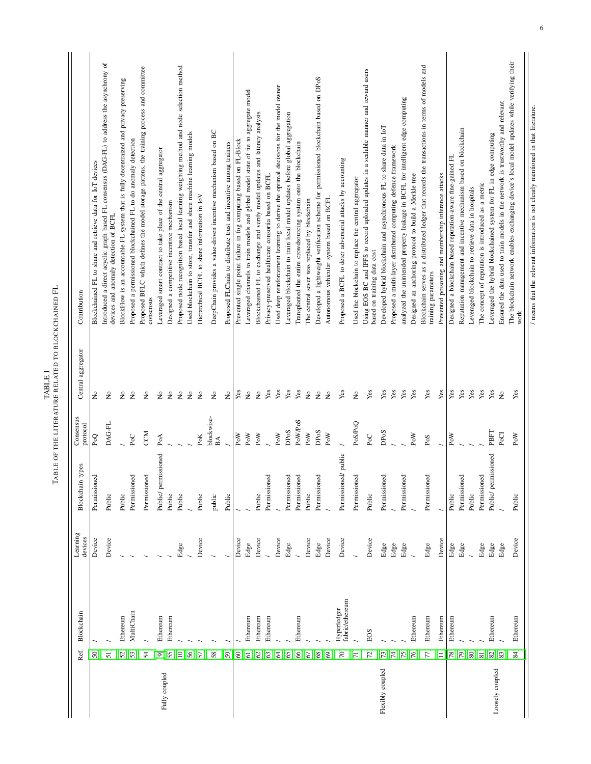TABLE I
TABLE OF THE LITERATURE RELATED TO BLOCKCHAINED FL

| | Ref. | Blockchain | Learning devices | Blockchain types | Consensus protocol | Central aggregator | Contribution |
|---|---|---|---|---|---|---|---|
| Fully coupled | 50 | / | Device | Permissioned | PoQ | No | Blockchained FL to share and retrieve data for IoT devices |
| | 51 | / | Device | Public | DAG-FL | No | Introduced a direct acyclic graph based FL consensus (DAG-FL) to address the asynchrony of devices and anomaly detection of BCFL |
| | 52 | Ethereum | / | Public | / | No | BlockFlow is an accountable FL system that is fully decentraized and privacy-preserving |
| | 53 | MultiChain | / | Permissioned | PoC | No | Proposed a permissioned blockchained FL to do anomaly detection |
| | 54 | / | / | Permissioned | CCM | No | Proposed BFLC which defines the model storage pattens, the training process and committee consensus |
| | 9 | Ethereum | / | Public/ permissioned | PoA | No | Leveraged smart contract to take place of the central aggregator |
| | 55 | Ethereum | / | Public | / | No | Designed a competitive incentive mechanism |
| | 10 | / | Edge | Public | / | No | Proposed node recognition based local learning weighting method and node selection method |
| | 56 | / | / | / | / | No | Used blockchain to store, transfer and share machine learning models |
| | 57 | / | Device | Public | PoK | No | Hierarchical BCFL to share information in IoV |
| | 58 | / | / | public | blockwise-BA | No | DeepChain provides a value-driven incentive mechanism based on BC |
| | 59 | / | / | Public | / | No | Proposed FLChain to distribute trust and incentive among trainers |
| Flexibly coupled | 60 | / | Device | / | PoW | Yes | Prevented single point failure in fog computing based on FL-Block |
| | 61 | Ethereum | Edge | / | PoW | No | Leveraged channels to train models and global model state of tie to aggregate model |
| | 62 | Ethereum | Device | Public | PoW | No | Blockchained FL to exchange and verify model updates and latency analysis |
| | 63 | Ethereum | / | Permissioned | / | Yes | Privacy-preserved healthcare consortia based on BCFL |
| | 64 | / | Device | / | PoW | Yes | Used deep reinforcement learning to derive the optimal decisions for the model owner |
| | 65 | / | Edge | Permissioned | DPoS | Yes | Leveraged blockchain to train local model updates before global aggregation |
| | 66 | Ethereum | / | Permissioned | PoW/PoS | Yes | Transplanted the entire crowdsourcing system onto the blockchain |
| | 67 | / | Device | Public | PoW | No | The central sever was replaced by blockchain |
| | 68 | / | Edge | Permissioned | DPoS | No | Developed a lightweight verification scheme for permissioned blockchain based on DPoS |
| | 69 | / | Device | / | PoW | No | Autonomous vehicular system based on BCFL |
| | 70 | Hyperledger fabric/ethereum | Device | Permissioned/ public | / | Yes | Proposed a BCFL to deter adversarial attacks by accounting |
| | 71 | / | / | Permissioned | PoS/PoQ | No | Used the blockchain to replace the central aggregator |
| | 72 | EOS | Device | Public | PoC | Yes | Using EOS BC and IPFS to record uploaded updates in a scalable manner and reward users based on training data cost |
| | 73 | / | Edge | Permissioned | DPoS | Yes | Developed hybrid blockchain and asynchronous FL to share data in IoT |
| | 74 | / | Edge | / | / | Yes | Proposed a multi-layer distributed computing defence framework |
| | 75 | / | Edge | Permissioned | / | Yes | analyzed the unintended property leakage in BCFL for intelligent edge computing |
| | 76 | Ethereum | / | / | PoW | Yes | Designed an anchoring protocol to build a Merkle tree |
| | 77 | Ethereum | Edge | Permissioned | PoS | Yes | Blockchain serves as a distributed ledger that records the transactions in terms of models and training parameters |
| | 11 | Ethereum | Device | / | / | Yes | Prevented poisoning and membership inference attacks |
| Loosely coupled | 78 | Ethereum | Edge | Public | PoW | Yes | Designed a blockchain based reputation-aware fine-gained FL |
| | 79 | / | Edge | Permissioned | / | Yes | Reputation management and incentive mechanism based on blockchain |
| | 80 | / | / | Public | / | Yes | Leveraged blockchain to retrieve data in hospitals |
| | 81 | / | Edge | Permissioned | / | Yes | The concept of reputation is introduced as a metric |
| | 82 | Ethereum | Edge | Public/ permissioned | PBFT | Yes | Leveraged the hybrid blockchained system for FL in edge computing |
| | 83 | / | Edge | / | PoCI | No | Ensured the data used to train models in the network is trustworthy and relevant |
| | 84 | Ethereum | Device | Public | PoW | Yes | The blockchain network enables exchanging device's local model updates while verifying their work |

/ means that the relevant information is not clearly mentioned in that literature.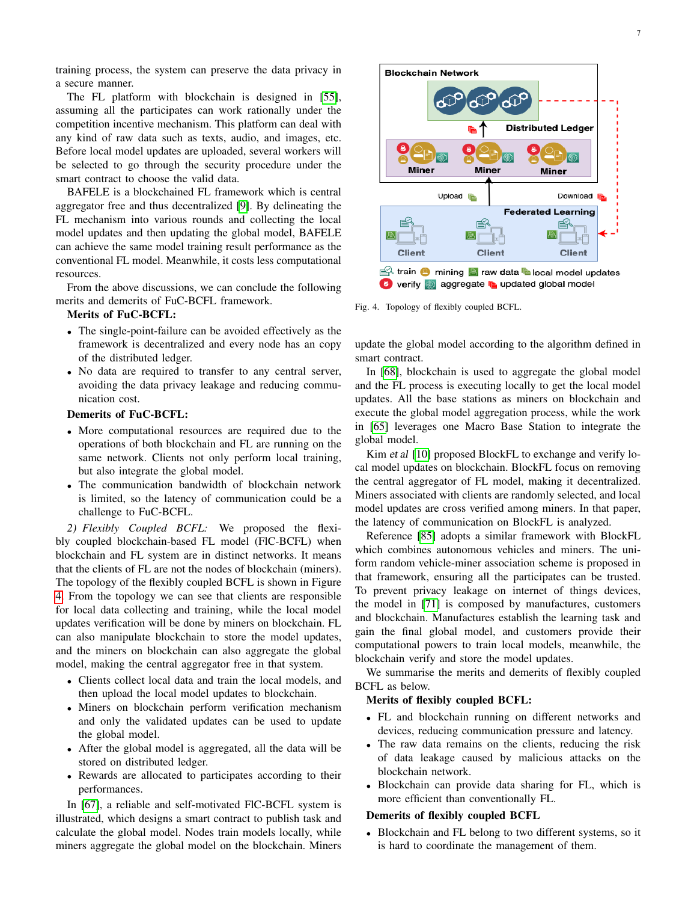training process, the system can preserve the data privacy in a secure manner.

The FL platform with blockchain is designed in [55], assuming all the participates can work rationally under the competition incentive mechanism. This platform can deal with any kind of raw data such as texts, audio, and images, etc. Before local model updates are uploaded, several workers will be selected to go through the security procedure under the smart contract to choose the valid data.

BAFELE is a blockchained FL framework which is central aggregator free and thus decentralized [9]. By delineating the FL mechanism into various rounds and collecting the local model updates and then updating the global model, BAFELE can achieve the same model training result performance as the conventional FL model. Meanwhile, it costs less computational resources.

From the above discussions, we can conclude the following merits and demerits of FuC-BCFL framework.

**Merits of FuC-BCFL:**

- The single-point-failure can be avoided effectively as the framework is decentralized and every node has an copy of the distributed ledger.
- No data are required to transfer to any central server, avoiding the data privacy leakage and reducing communication cost.

**Demerits of FuC-BCFL:**

- More computational resources are required due to the operations of both blockchain and FL are running on the same network. Clients not only perform local training, but also integrate the global model.
- The communication bandwidth of blockchain network is limited, so the latency of communication could be a challenge to FuC-BCFL.

*2) Flexibly Coupled BCFL:* We proposed the flexibly coupled blockchain-based FL model (FlC-BCFL) when blockchain and FL system are in distinct networks. It means that the clients of FL are not the nodes of blockchain (miners). The topology of the flexibly coupled BCFL is shown in Figure 4. From the topology we can see that clients are responsible for local data collecting and training, while the local model updates verification will be done by miners on blockchain. FL can also manipulate blockchain to store the model updates, and the miners on blockchain can also aggregate the global model, making the central aggregator free in that system.

- Clients collect local data and train the local models, and then upload the local model updates to blockchain.
- Miners on blockchain perform verification mechanism and only the validated updates can be used to update the global model.
- After the global model is aggregated, all the data will be stored on distributed ledger.
- Rewards are allocated to participates according to their performances.

In [67], a reliable and self-motivated FlC-BCFL system is illustrated, which designs a smart contract to publish task and calculate the global model. Nodes train models locally, while miners aggregate the global model on the blockchain. Miners update the global model according to the algorithm defined in smart contract.

Fig. 4. Topology of flexibly coupled BCFL.

In [68], blockchain is used to aggregate the global model and the FL process is executing locally to get the local model updates. All the base stations as miners on blockchain and execute the global model aggregation process, while the work in [65] leverages one Macro Base Station to integrate the global model.

Kim *et al* [10] proposed BlockFL to exchange and verify local model updates on blockchain. BlockFL focus on removing the central aggregator of FL model, making it decentralized. Miners associated with clients are randomly selected, and local model updates are cross verified among miners. In that paper, the latency of communication on BlockFL is analyzed.

Reference [85] adopts a similar framework with BlockFL which combines autonomous vehicles and miners. The uniform random vehicle-miner association scheme is proposed in that framework, ensuring all the participates can be trusted. To prevent privacy leakage on internet of things devices, the model in [71] is composed by manufactures, customers and blockchain. Manufactures establish the learning task and gain the final global model, and customers provide their computational powers to train local models, meanwhile, the blockchain verify and store the model updates.

We summarise the merits and demerits of flexibly coupled BCFL as below.

**Merits of flexibly coupled BCFL:**

- FL and blockchain running on different networks and devices, reducing communication pressure and latency.
- The raw data remains on the clients, reducing the risk of data leakage caused by malicious attacks on the blockchain network.
- Blockchain can provide data sharing for FL, which is more efficient than conventionally FL.

**Demerits of flexibly coupled BCFL**

- Blockchain and FL belong to two different systems, so it is hard to coordinate the management of them.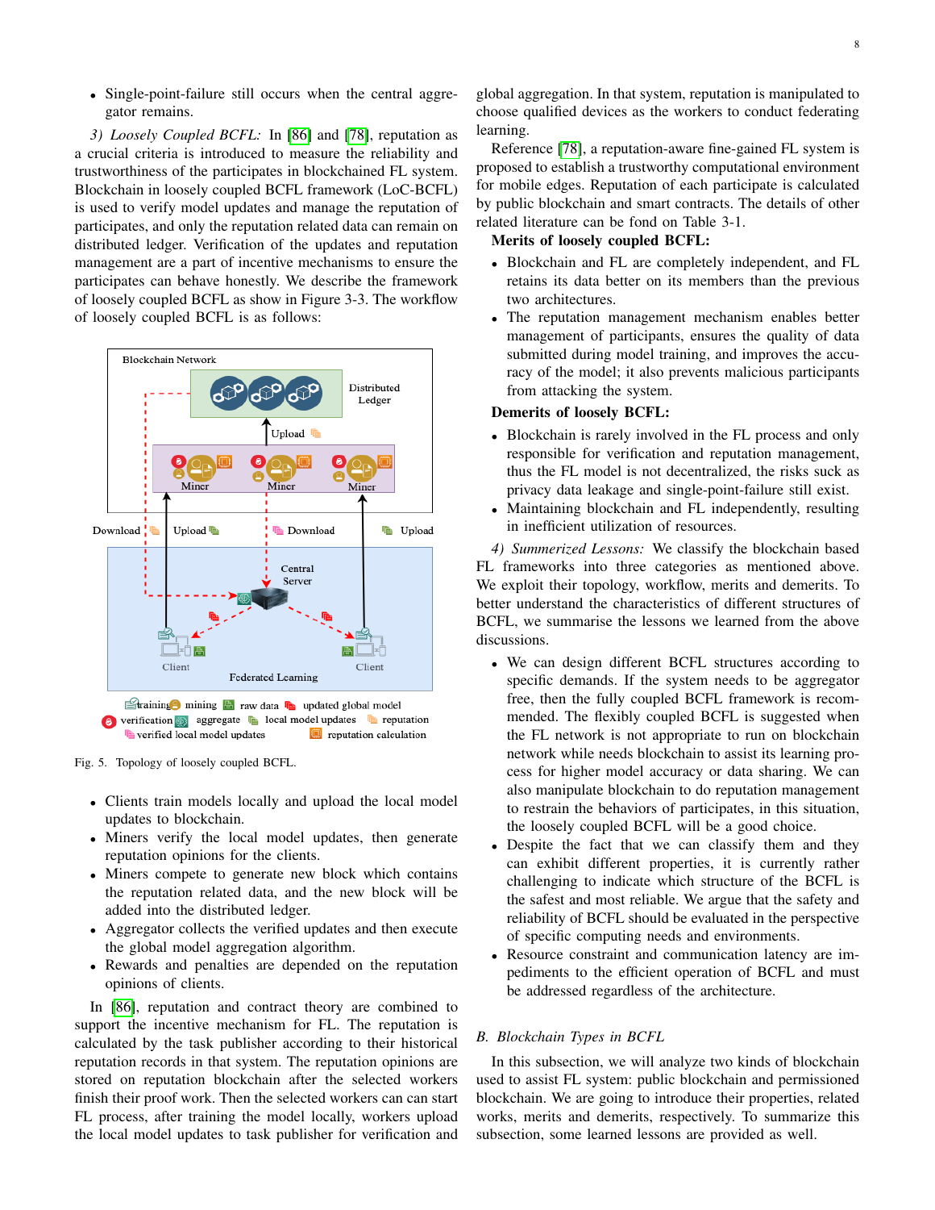- Single-point-failure still occurs when the central aggregator remains.

*3) Loosely Coupled BCFL:* In [86] and [78], reputation as a crucial criteria is introduced to measure the reliability and trustworthiness of the participants in blockchained FL system. Blockchain in loosely coupled BCFL framework (LoC-BCFL) is used to verify model updates and manage the reputation of participants, and only the reputation related data can remain on distributed ledger. Verification of the updates and reputation management are a part of incentive mechanisms to ensure the participates can behave honestly. We describe the framework of loosely coupled BCFL as show in Figure 3-3. The workflow of loosely coupled BCFL is as follows:

Fig. 5. Topology of loosely coupled BCFL.

- Clients train models locally and upload the local model updates to blockchain.
- Miners verify the local model updates, then generate reputation opinions for the clients.
- Miners compete to generate new block which contains the reputation related data, and the new block will be added into the distributed ledger.
- Aggregator collects the verified updates and then execute the global model aggregation algorithm.
- Rewards and penalties are depended on the reputation opinions of clients.

In [86], reputation and contract theory are combined to support the incentive mechanism for FL. The reputation is calculated by the task publisher according to their historical reputation records in that system. The reputation opinions are stored on reputation blockchain after the selected workers finish their proof work. Then the selected workers can can start FL process, after training the model locally, workers upload the local model updates to task publisher for verification and global aggregation. In that system, reputation is manipulated to choose qualified devices as the workers to conduct federating learning.

Reference [78], a reputation-aware fine-gained FL system is proposed to establish a trustworthy computational environment for mobile edges. Reputation of each participate is calculated by public blockchain and smart contracts. The details of other related literature can be fond on Table 3-1.

**Merits of loosely coupled BCFL:**

- Blockchain and FL are completely independent, and FL retains its data better on its members than the previous two architectures.
- The reputation management mechanism enables better management of participants, ensures the quality of data submitted during model training, and improves the accuracy of the model; it also prevents malicious participants from attacking the system.

**Demerits of loosely BCFL:**

- Blockchain is rarely involved in the FL process and only responsible for verification and reputation management, thus the FL model is not decentralized, the risks suck as privacy data leakage and single-point-failure still exist.
- Maintaining blockchain and FL independently, resulting in inefficient utilization of resources.

*4) Summerized Lessons:* We classify the blockchain based FL frameworks into three categories as mentioned above. We exploit their topology, workflow, merits and demerits. To better understand the characteristics of different structures of BCFL, we summarise the lessons we learned from the above discussions.

- We can design different BCFL structures according to specific demands. If the system needs to be aggregator free, then the fully coupled BCFL framework is recommended. The flexibly coupled BCFL is suggested when the FL network is not appropriate to run on blockchain network while needs blockchain to assist its learning process for higher model accuracy or data sharing. We can also manipulate blockchain to do reputation management to restrain the behaviors of participates, in this situation, the loosely coupled BCFL will be a good choice.
- Despite the fact that we can classify them and they can exhibit different properties, it is currently rather challenging to indicate which structure of the BCFL is the safest and most reliable. We argue that the safety and reliability of BCFL should be evaluated in the perspective of specific computing needs and environments.
- Resource constraint and communication latency are impediments to the efficient operation of BCFL and must be addressed regardless of the architecture.

## *B. Blockchain Types in BCFL*

In this subsection, we will analyze two kinds of blockchain used to assist FL system: public blockchain and permissioned blockchain. We are going to introduce their properties, related works, merits and demerits, respectively. To summarize this subsection, some learned lessons are provided as well.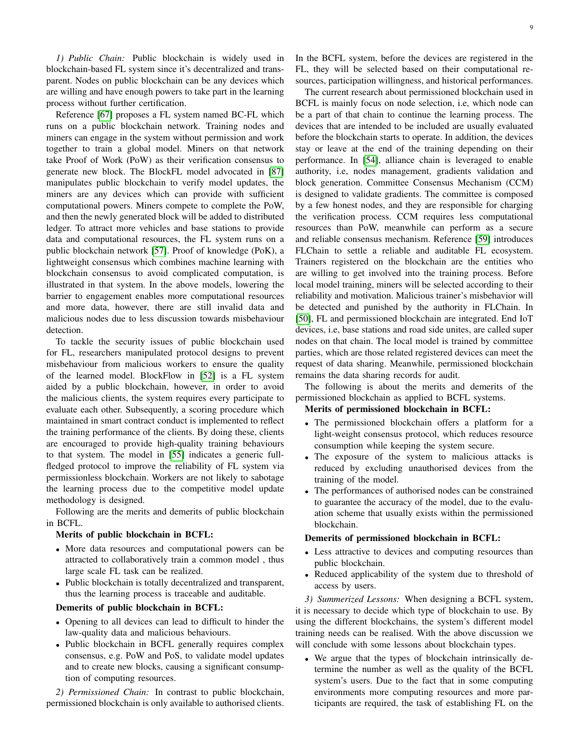*1) Public Chain:* Public blockchain is widely used in blockchain-based FL system since it's decentralized and transparent. Nodes on public blockchain can be any devices which are willing and have enough powers to take part in the learning process without further certification.

Reference [67] proposes a FL system named BC-FL which runs on a public blockchain network. Training nodes and miners can engage in the system without permission and work together to train a global model. Miners on that network take Proof of Work (PoW) as their verification consensus to generate new block. The BlockFL model advocated in [87] manipulates public blockchain to verify model updates, the miners are any devices which can provide with sufficient computational powers. Miners compete to complete the PoW, and then the newly generated block will be added to distributed ledger. To attract more vehicles and base stations to provide data and computational resources, the FL system runs on a public blockchain network [57]. Proof of knowledge (PoK), a lightweight consensus which combines machine learning with blockchain consensus to avoid complicated computation, is illustrated in that system. In the above models, lowering the barrier to engagement enables more computational resources and more data, however, there are still invalid data and malicious nodes due to less discussion towards misbehaviour detection.

To tackle the security issues of public blockchain used for FL, researchers manipulated protocol designs to prevent misbehaviour from malicious workers to ensure the quality of the learned model. BlockFlow in [52] is a FL system aided by a public blockchain, however, in order to avoid the malicious clients, the system requires every participate to evaluate each other. Subsequently, a scoring procedure which maintained in smart contract conduct is implemented to reflect the training performance of the clients. By doing these, clients are encouraged to provide high-quality training behaviours to that system. The model in [55] indicates a generic full-fledged protocol to improve the reliability of FL system via permissionless blockchain. Workers are not likely to sabotage the learning process due to the competitive model update methodology is designed.

Following are the merits and demerits of public blockchain in BCFL.

**Merits of public blockchain in BCFL:**

- More data resources and computational powers can be attracted to collaboratively train a common model , thus large scale FL task can be realized.
- Public blockchain is totally decentralized and transparent, thus the learning process is traceable and auditable.

**Demerits of public blockchain in BCFL:**

- Opening to all devices can lead to difficult to hinder the law-quality data and malicious behaviours.
- Public blockchain in BCFL generally requires complex consensus, e.g. PoW and PoS, to validate model updates and to create new blocks, causing a significant consumption of computing resources.

*2) Permissioned Chain:* In contrast to public blockchain, permissioned blockchain is only available to authorised clients. In the BCFL system, before the devices are registered in the FL, they will be selected based on their computational resources, participation willingness, and historical performances.

The current research about permissioned blockchain used in BCFL is mainly focus on node selection, i.e, which node can be a part of that chain to continue the learning process. The devices that are intended to be included are usually evaluated before the blockchain starts to operate. In addition, the devices stay or leave at the end of the training depending on their performance. In [54], alliance chain is leveraged to enable authority, i.e, nodes management, gradients validation and block generation. Committee Consensus Mechanism (CCM) is designed to validate gradients. The committee is composed by a few honest nodes, and they are responsible for charging the verification process. CCM requires less computational resources than PoW, meanwhile can perform as a secure and reliable consensus mechanism. Reference [59] introduces FLChain to settle a reliable and auditable FL ecosystem. Trainers registered on the blockchain are the entities who are willing to get involved into the training process. Before local model training, miners will be selected according to their reliability and motivation. Malicious trainer's misbehavior will be detected and punished by the authority in FLChain. In [50], FL and permissioned blockchain are integrated. End IoT devices, i.e, base stations and road side unites, are called super nodes on that chain. The local model is trained by committee parties, which are those related registered devices can meet the request of data sharing. Meanwhile, permissioned blockchain remains the data sharing records for audit.

The following is about the merits and demerits of the permissioned blockchain as applied to BCFL systems.

**Merits of permissioned blockchain in BCFL:**

- The permissioned blockchain offers a platform for a light-weight consensus protocol, which reduces resource consumption while keeping the system secure.
- The exposure of the system to malicious attacks is reduced by excluding unauthorised devices from the training of the model.
- The performances of authorised nodes can be constrained to guarantee the accuracy of the model, due to the evaluation scheme that usually exists within the permissioned blockchain.

**Demerits of permissioned blockchain in BCFL:**

- Less attractive to devices and computing resources than public blockchain.
- Reduced applicability of the system due to threshold of access by users.

*3) Summerized Lessons:* When designing a BCFL system, it is necessary to decide which type of blockchain to use. By using the different blockchains, the system's different model training needs can be realised. With the above discussion we will conclude with some lessons about blockchain types.

- We argue that the types of blockchain intrinsically determine the number as well as the quality of the BCFL system's users. Due to the fact that in some computing environments more computing resources and more participants are required, the task of establishing FL on the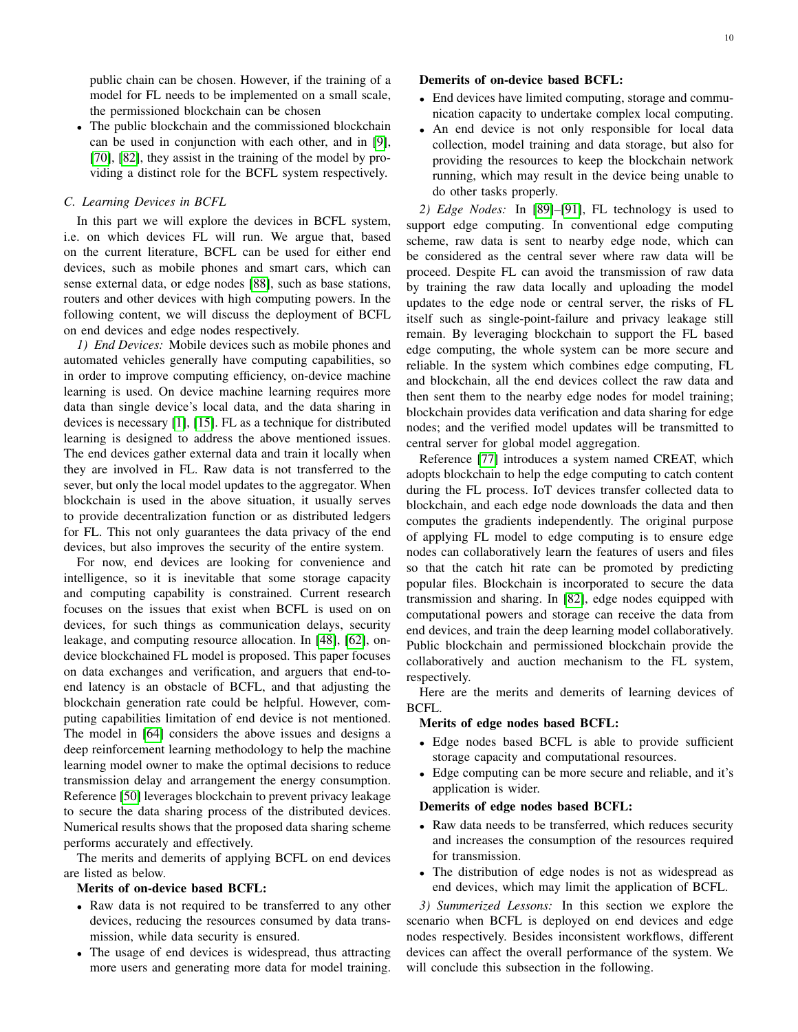public chain can be chosen. However, if the training of a model for FL needs to be implemented on a small scale, the permissioned blockchain can be chosen

- The public blockchain and the commissioned blockchain can be used in conjunction with each other, and in [9], [70], [82], they assist in the training of the model by providing a distinct role for the BCFL system respectively.

### C. Learning Devices in BCFL

In this part we will explore the devices in BCFL system, i.e. on which devices FL will run. We argue that, based on the current literature, BCFL can be used for either end devices, such as mobile phones and smart cars, which can sense external data, or edge nodes [88], such as base stations, routers and other devices with high computing powers. In the following content, we will discuss the deployment of BCFL on end devices and edge nodes respectively.

*1) End Devices:* Mobile devices such as mobile phones and automated vehicles generally have computing capabilities, so in order to improve computing efficiency, on-device machine learning is used. On device machine learning requires more data than single device's local data, and the data sharing in devices is necessary [1], [15]. FL as a technique for distributed learning is designed to address the above mentioned issues. The end devices gather external data and train it locally when they are involved in FL. Raw data is not transferred to the sever, but only the local model updates to the aggregator. When blockchain is used in the above situation, it usually serves to provide decentralization function or as distributed ledgers for FL. This not only guarantees the data privacy of the end devices, but also improves the security of the entire system.

For now, end devices are looking for convenience and intelligence, so it is inevitable that some storage capacity and computing capability is constrained. Current research focuses on the issues that exist when BCFL is used on on devices, for such things as communication delays, security leakage, and computing resource allocation. In [48], [62], on-device blockchained FL model is proposed. This paper focuses on data exchanges and verification, and arguers that end-to-end latency is an obstacle of BCFL, and that adjusting the blockchain generation rate could be helpful. However, computing capabilities limitation of end device is not mentioned. The model in [64] considers the above issues and designs a deep reinforcement learning methodology to help the machine learning model owner to make the optimal decisions to reduce transmission delay and arrangement the energy consumption. Reference [50] leverages blockchain to prevent privacy leakage to secure the data sharing process of the distributed devices. Numerical results shows that the proposed data sharing scheme performs accurately and effectively.

The merits and demerits of applying BCFL on end devices are listed as below.

**Merits of on-device based BCFL:**

- Raw data is not required to be transferred to any other devices, reducing the resources consumed by data transmission, while data security is ensured.
- The usage of end devices is widespread, thus attracting more users and generating more data for model training.

**Demerits of on-device based BCFL:**

- End devices have limited computing, storage and communication capacity to undertake complex local computing.
- An end device is not only responsible for local data collection, model training and data storage, but also for providing the resources to keep the blockchain network running, which may result in the device being unable to do other tasks properly.

*2) Edge Nodes:* In [89]–[91], FL technology is used to support edge computing. In conventional edge computing scheme, raw data is sent to nearby edge node, which can be considered as the central sever where raw data will be proceed. Despite FL can avoid the transmission of raw data by training the raw data locally and uploading the model updates to the edge node or central server, the risks of FL itself such as single-point-failure and privacy leakage still remain. By leveraging blockchain to support the FL based edge computing, the whole system can be more secure and reliable. In the system which combines edge computing, FL and blockchain, all the end devices collect the raw data and then sent them to the nearby edge nodes for model training; blockchain provides data verification and data sharing for edge nodes; and the verified model updates will be transmitted to central server for global model aggregation.

Reference [77] introduces a system named CREAT, which adopts blockchain to help the edge computing to catch content during the FL process. IoT devices transfer collected data to blockchain, and each edge node downloads the data and then computes the gradients independently. The original purpose of applying FL model to edge computing is to ensure edge nodes can collaboratively learn the features of users and files so that the catch hit rate can be promoted by predicting popular files. Blockchain is incorporated to secure the data transmission and sharing. In [82], edge nodes equipped with computational powers and storage can receive the data from end devices, and train the deep learning model collaboratively. Public blockchain and permissioned blockchain provide the collaboratively and auction mechanism to the FL system, respectively.

Here are the merits and demerits of learning devices of BCFL.

**Merits of edge nodes based BCFL:**

- Edge nodes based BCFL is able to provide sufficient storage capacity and computational resources.
- Edge computing can be more secure and reliable, and it's application is wider.

**Demerits of edge nodes based BCFL:**

- Raw data needs to be transferred, which reduces security and increases the consumption of the resources required for transmission.
- The distribution of edge nodes is not as widespread as end devices, which may limit the application of BCFL.

*3) Summerized Lessons:* In this section we explore the scenario when BCFL is deployed on end devices and edge nodes respectively. Besides inconsistent workflows, different devices can affect the overall performance of the system. We will conclude this subsection in the following.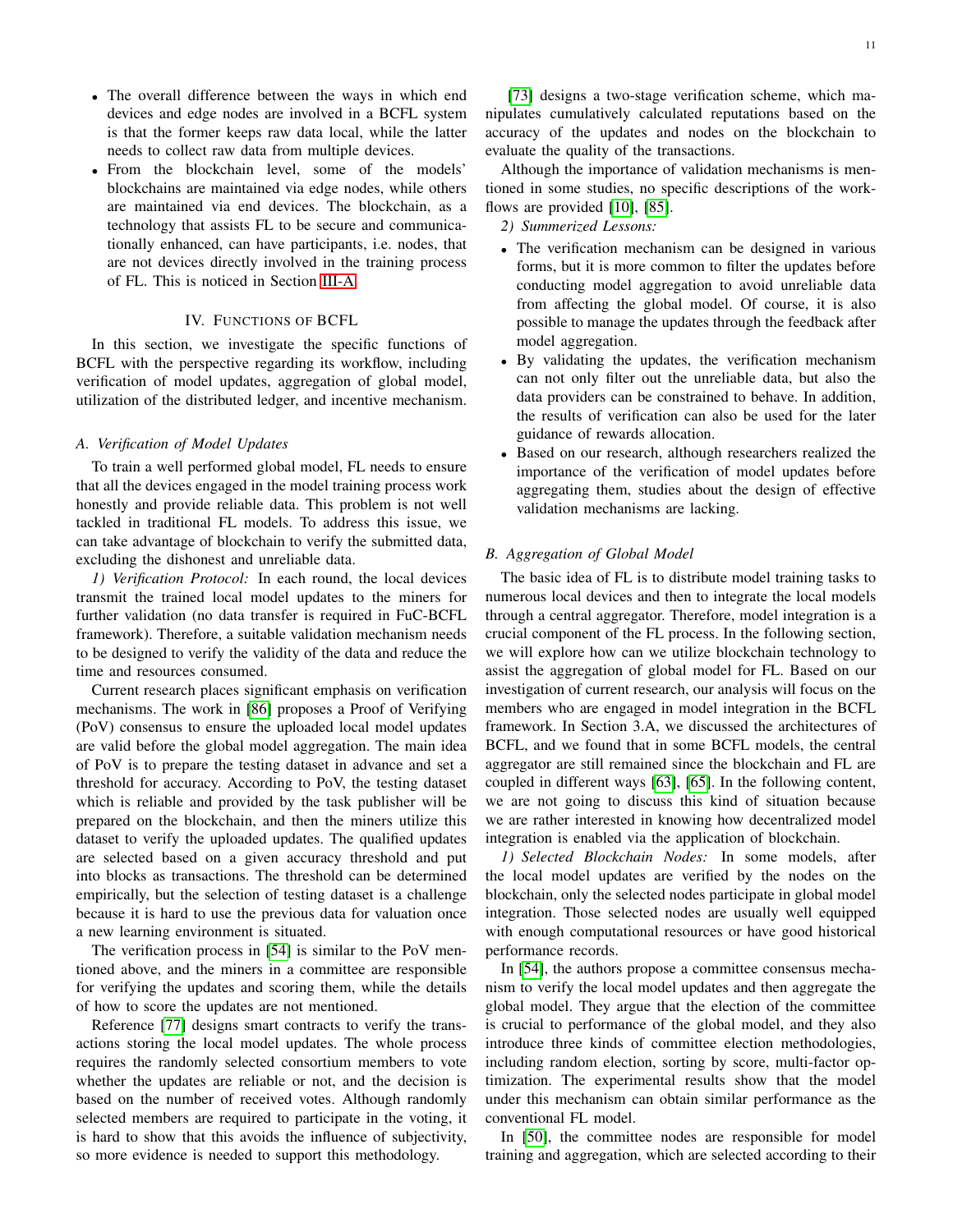- The overall difference between the ways in which end devices and edge nodes are involved in a BCFL system is that the former keeps raw data local, while the latter needs to collect raw data from multiple devices.
- From the blockchain level, some of the models' blockchains are maintained via edge nodes, while others are maintained via end devices. The blockchain, as a technology that assists FL to be secure and communicationally enhanced, can have participants, i.e. nodes, that are not devices directly involved in the training process of FL. This is noticed in Section III-A.

## IV. Functions of BCFL

In this section, we investigate the specific functions of BCFL with the perspective regarding its workflow, including verification of model updates, aggregation of global model, utilization of the distributed ledger, and incentive mechanism.

### A. Verification of Model Updates

To train a well performed global model, FL needs to ensure that all the devices engaged in the model training process work honestly and provide reliable data. This problem is not well tackled in traditional FL models. To address this issue, we can take advantage of blockchain to verify the submitted data, excluding the dishonest and unreliable data.

*1) Verification Protocol:* In each round, the local devices transmit the trained local model updates to the miners for further validation (no data transfer is required in FuC-BCFL framework). Therefore, a suitable validation mechanism needs to be designed to verify the validity of the data and reduce the time and resources consumed.

Current research places significant emphasis on verification mechanisms. The work in [86] proposes a Proof of Verifying (PoV) consensus to ensure the uploaded local model updates are valid before the global model aggregation. The main idea of PoV is to prepare the testing dataset in advance and set a threshold for accuracy. According to PoV, the testing dataset which is reliable and provided by the task publisher will be prepared on the blockchain, and then the miners utilize this dataset to verify the uploaded updates. The qualified updates are selected based on a given accuracy threshold and put into blocks as transactions. The threshold can be determined empirically, but the selection of testing dataset is a challenge because it is hard to use the previous data for valuation once a new learning environment is situated.

The verification process in [54] is similar to the PoV mentioned above, and the miners in a committee are responsible for verifying the updates and scoring them, while the details of how to score the updates are not mentioned.

Reference [77] designs smart contracts to verify the transactions storing the local model updates. The whole process requires the randomly selected consortium members to vote whether the updates are reliable or not, and the decision is based on the number of received votes. Although randomly selected members are required to participate in the voting, it is hard to show that this avoids the influence of subjectivity, so more evidence is needed to support this methodology.

[73] designs a two-stage verification scheme, which manipulates cumulatively calculated reputations based on the accuracy of the updates and nodes on the blockchain to evaluate the quality of the transactions.

Although the importance of validation mechanisms is mentioned in some studies, no specific descriptions of the workflows are provided [10], [85].

*2) Summerized Lessons:*

- The verification mechanism can be designed in various forms, but it is more common to filter the updates before conducting model aggregation to avoid unreliable data from affecting the global model. Of course, it is also possible to manage the updates through the feedback after model aggregation.
- By validating the updates, the verification mechanism can not only filter out the unreliable data, but also the data providers can be constrained to behave. In addition, the results of verification can also be used for the later guidance of rewards allocation.
- Based on our research, although researchers realized the importance of the verification of model updates before aggregating them, studies about the design of effective validation mechanisms are lacking.

### B. Aggregation of Global Model

The basic idea of FL is to distribute model training tasks to numerous local devices and then to integrate the local models through a central aggregator. Therefore, model integration is a crucial component of the FL process. In the following section, we will explore how can we utilize blockchain technology to assist the aggregation of global model for FL. Based on our investigation of current research, our analysis will focus on the members who are engaged in model integration in the BCFL framework. In Section 3.A, we discussed the architectures of BCFL, and we found that in some BCFL models, the central aggregator are still remained since the blockchain and FL are coupled in different ways [63], [65]. In the following content, we are not going to discuss this kind of situation because we are rather interested in knowing how decentralized model integration is enabled via the application of blockchain.

*1) Selected Blockchain Nodes:* In some models, after the local model updates are verified by the nodes on the blockchain, only the selected nodes participate in global model integration. Those selected nodes are usually well equipped with enough computational resources or have good historical performance records.

In [54], the authors propose a committee consensus mechanism to verify the local model updates and then aggregate the global model. They argue that the election of the committee is crucial to performance of the global model, and they also introduce three kinds of committee election methodologies, including random election, sorting by score, multi-factor optimization. The experimental results show that the model under this mechanism can obtain similar performance as the conventional FL model.

In [50], the committee nodes are responsible for model training and aggregation, which are selected according to their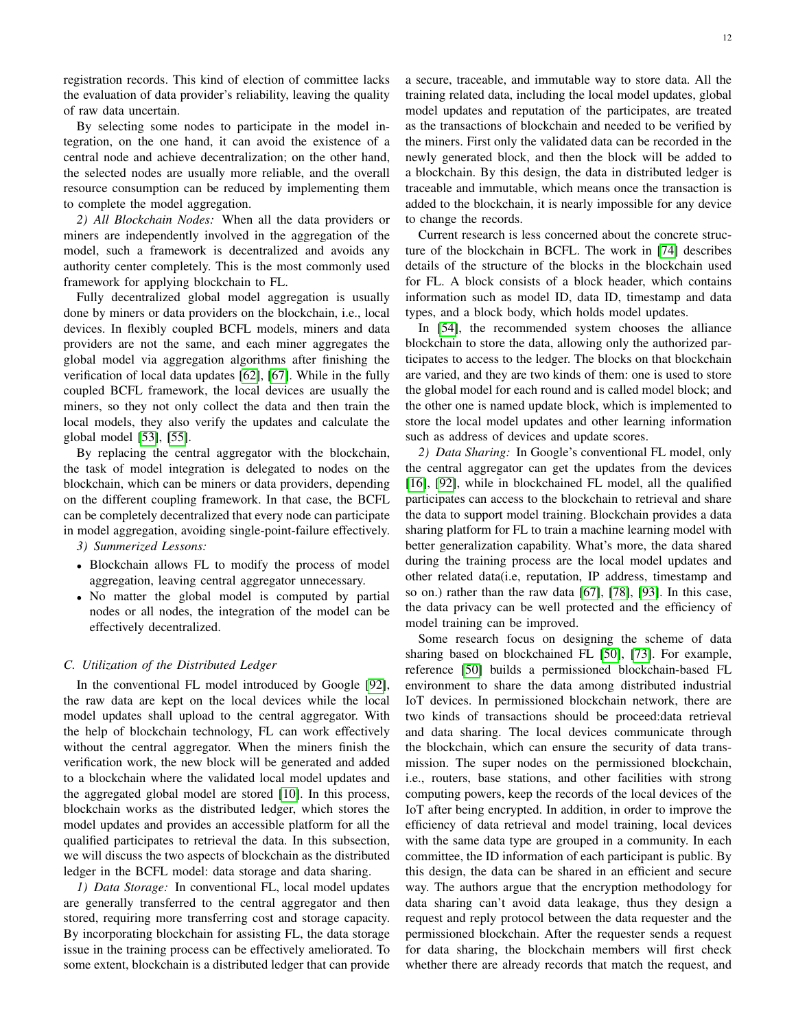registration records. This kind of election of committee lacks the evaluation of data provider's reliability, leaving the quality of raw data uncertain.

By selecting some nodes to participate in the model integration, on the one hand, it can avoid the existence of a central node and achieve decentralization; on the other hand, the selected nodes are usually more reliable, and the overall resource consumption can be reduced by implementing them to complete the model aggregation.

*2) All Blockchain Nodes:* When all the data providers or miners are independently involved in the aggregation of the model, such a framework is decentralized and avoids any authority center completely. This is the most commonly used framework for applying blockchain to FL.

Fully decentralized global model aggregation is usually done by miners or data providers on the blockchain, i.e., local devices. In flexibly coupled BCFL models, miners and data providers are not the same, and each miner aggregates the global model via aggregation algorithms after finishing the verification of local data updates [62], [67]. While in the fully coupled BCFL framework, the local devices are usually the miners, so they not only collect the data and then train the local models, they also verify the updates and calculate the global model [53], [55].

By replacing the central aggregator with the blockchain, the task of model integration is delegated to nodes on the blockchain, which can be miners or data providers, depending on the different coupling framework. In that case, the BCFL can be completely decentralized that every node can participate in model aggregation, avoiding single-point-failure effectively.

*3) Summerized Lessons:*

- Blockchain allows FL to modify the process of model aggregation, leaving central aggregator unnecessary.
- No matter the global model is computed by partial nodes or all nodes, the integration of the model can be effectively decentralized.

### C. Utilization of the Distributed Ledger

In the conventional FL model introduced by Google [92], the raw data are kept on the local devices while the local model updates shall upload to the central aggregator. With the help of blockchain technology, FL can work effectively without the central aggregator. When the miners finish the verification work, the new block will be generated and added to a blockchain where the validated local model updates and the aggregated global model are stored [10]. In this process, blockchain works as the distributed ledger, which stores the model updates and provides an accessible platform for all the qualified participates to retrieval the data. In this subsection, we will discuss the two aspects of blockchain as the distributed ledger in the BCFL model: data storage and data sharing.

*1) Data Storage:* In conventional FL, local model updates are generally transferred to the central aggregator and then stored, requiring more transferring cost and storage capacity. By incorporating blockchain for assisting FL, the data storage issue in the training process can be effectively ameliorated. To some extent, blockchain is a distributed ledger that can provide a secure, traceable, and immutable way to store data. All the training related data, including the local model updates, global model updates and reputation of the participates, are treated as the transactions of blockchain and needed to be verified by the miners. First only the validated data can be recorded in the newly generated block, and then the block will be added to a blockchain. By this design, the data in distributed ledger is traceable and immutable, which means once the transaction is added to the blockchain, it is nearly impossible for any device to change the records.

Current research is less concerned about the concrete structure of the blockchain in BCFL. The work in [74] describes details of the structure of the blocks in the blockchain used for FL. A block consists of a block header, which contains information such as model ID, data ID, timestamp and data types, and a block body, which holds model updates.

In [54], the recommended system chooses the alliance blockchain to store the data, allowing only the authorized participates to access to the ledger. The blocks on that blockchain are varied, and they are two kinds of them: one is used to store the global model for each round and is called model block; and the other one is named update block, which is implemented to store the local model updates and other learning information such as address of devices and update scores.

*2) Data Sharing:* In Google's conventional FL model, only the central aggregator can get the updates from the devices [16], [92], while in blockchained FL model, all the qualified participates can access to the blockchain to retrieval and share the data to support model training. Blockchain provides a data sharing platform for FL to train a machine learning model with better generalization capability. What's more, the data shared during the training process are the local model updates and other related data(i.e, reputation, IP address, timestamp and so on.) rather than the raw data [67], [78], [93]. In this case, the data privacy can be well protected and the efficiency of model training can be improved.

Some research focus on designing the scheme of data sharing based on blockchained FL [50], [73]. For example, reference [50] builds a permissioned blockchain-based FL environment to share the data among distributed industrial IoT devices. In permissioned blockchain network, there are two kinds of transactions should be proceed:data retrieval and data sharing. The local devices communicate through the blockchain, which can ensure the security of data transmission. The super nodes on the permissioned blockchain, i.e., routers, base stations, and other facilities with strong computing powers, keep the records of the local devices of the IoT after being encrypted. In addition, in order to improve the efficiency of data retrieval and model training, local devices with the same data type are grouped in a community. In each committee, the ID information of each participant is public. By this design, the data can be shared in an efficient and secure way. The authors argue that the encryption methodology for data sharing can't avoid data leakage, thus they design a request and reply protocol between the data requester and the permissioned blockchain. After the requester sends a request for data sharing, the blockchain members will first check whether there are already records that match the request, and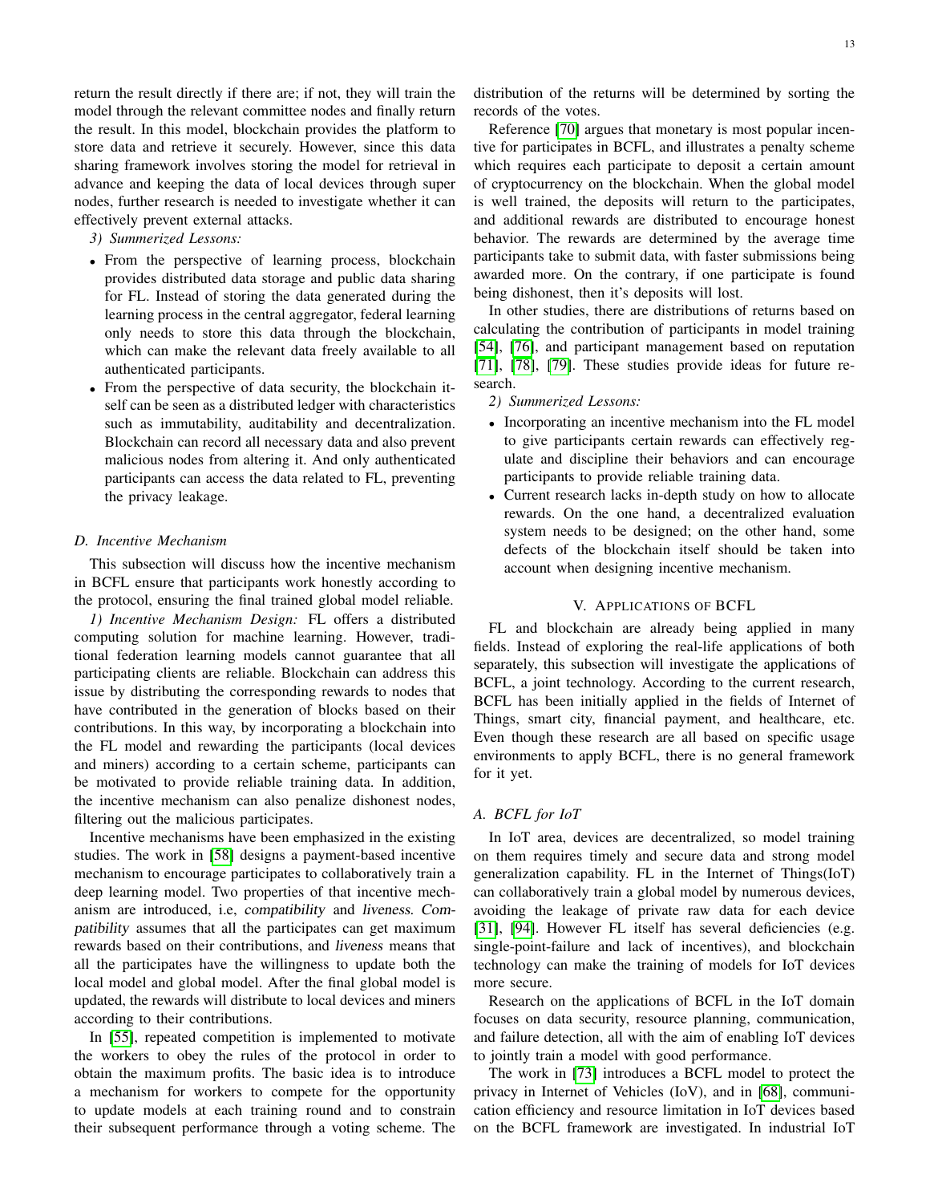return the result directly if there are; if not, they will train the model through the relevant committee nodes and finally return the result. In this model, blockchain provides the platform to store data and retrieve it securely. However, since this data sharing framework involves storing the model for retrieval in advance and keeping the data of local devices through super nodes, further research is needed to investigate whether it can effectively prevent external attacks.

*3) Summerized Lessons:*

- From the perspective of learning process, blockchain provides distributed data storage and public data sharing for FL. Instead of storing the data generated during the learning process in the central aggregator, federal learning only needs to store this data through the blockchain, which can make the relevant data freely available to all authenticated participants.
- From the perspective of data security, the blockchain itself can be seen as a distributed ledger with characteristics such as immutability, auditability and decentralization. Blockchain can record all necessary data and also prevent malicious nodes from altering it. And only authenticated participants can access the data related to FL, preventing the privacy leakage.

### D. Incentive Mechanism

This subsection will discuss how the incentive mechanism in BCFL ensure that participants work honestly according to the protocol, ensuring the final trained global model reliable.

*1) Incentive Mechanism Design:* FL offers a distributed computing solution for machine learning. However, traditional federation learning models cannot guarantee that all participating clients are reliable. Blockchain can address this issue by distributing the corresponding rewards to nodes that have contributed in the generation of blocks based on their contributions. In this way, by incorporating a blockchain into the FL model and rewarding the participants (local devices and miners) according to a certain scheme, participants can be motivated to provide reliable training data. In addition, the incentive mechanism can also penalize dishonest nodes, filtering out the malicious participates.

Incentive mechanisms have been emphasized in the existing studies. The work in [58] designs a payment-based incentive mechanism to encourage participates to collaboratively train a deep learning model. Two properties of that incentive mechanism are introduced, i.e, *compatibility* and *liveness*. *Compatibility* assumes that all the participants can get maximum rewards based on their contributions, and *liveness* means that all the participants have the willingness to update both the local model and global model. After the final global model is updated, the rewards will distribute to local devices and miners according to their contributions.

In [55], repeated competition is implemented to motivate the workers to obey the rules of the protocol in order to obtain the maximum profits. The basic idea is to introduce a mechanism for workers to compete for the opportunity to update models at each training round and to constrain their subsequent performance through a voting scheme. The distribution of the returns will be determined by sorting the records of the votes.

Reference [70] argues that monetary is most popular incentive for participates in BCFL, and illustrates a penalty scheme which requires each participate to deposit a certain amount of cryptocurrency on the blockchain. When the global model is well trained, the deposits will return to the participates, and additional rewards are distributed to encourage honest behavior. The rewards are determined by the average time participants take to submit data, with faster submissions being awarded more. On the contrary, if one participate is found being dishonest, then it's deposits will lost.

In other studies, there are distributions of returns based on calculating the contribution of participants in model training [54], [76], and participant management based on reputation [71], [78], [79]. These studies provide ideas for future research.

*2) Summerized Lessons:*

- Incorporating an incentive mechanism into the FL model to give participants certain rewards can effectively regulate and discipline their behaviors and can encourage participants to provide reliable training data.
- Current research lacks in-depth study on how to allocate rewards. On the one hand, a decentralized evaluation system needs to be designed; on the other hand, some defects of the blockchain itself should be taken into account when designing incentive mechanism.

## V. Applications of BCFL

FL and blockchain are already being applied in many fields. Instead of exploring the real-life applications of both separately, this subsection will investigate the applications of BCFL, a joint technology. According to the current research, BCFL has been initially applied in the fields of Internet of Things, smart city, financial payment, and healthcare, etc. Even though these research are all based on specific usage environments to apply BCFL, there is no general framework for it yet.

### A. BCFL for IoT

In IoT area, devices are decentralized, so model training on them requires timely and secure data and strong model generalization capability. FL in the Internet of Things(IoT) can collaboratively train a global model by numerous devices, avoiding the leakage of private raw data for each device [31], [94]. However FL itself has several deficiencies (e.g. single-point-failure and lack of incentives), and blockchain technology can make the training of models for IoT devices more secure.

Research on the applications of BCFL in the IoT domain focuses on data security, resource planning, communication, and failure detection, all with the aim of enabling IoT devices to jointly train a model with good performance.

The work in [73] introduces a BCFL model to protect the privacy in Internet of Vehicles (IoV), and in [68], communication efficiency and resource limitation in IoT devices based on the BCFL framework are investigated. In industrial IoT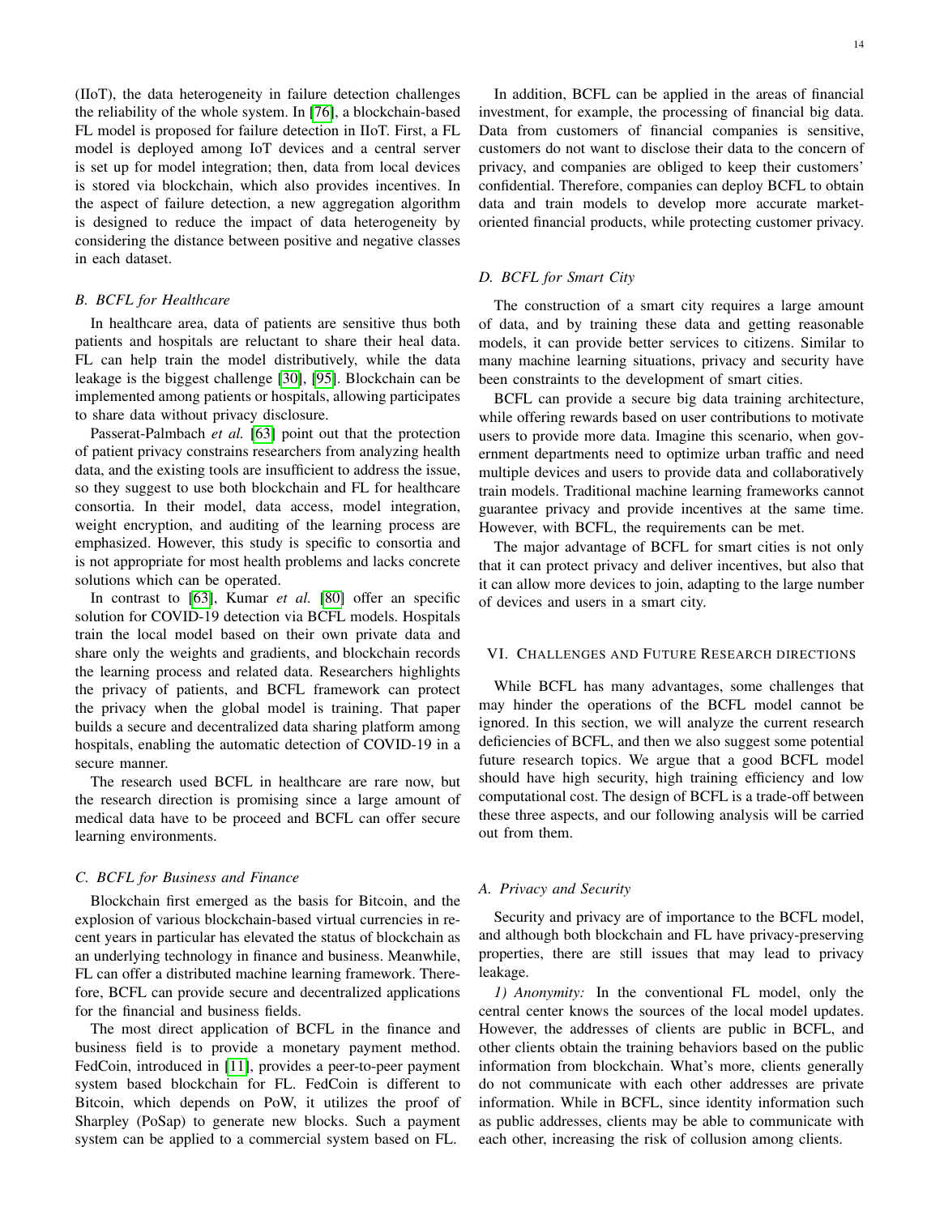(IIoT), the data heterogeneity in failure detection challenges the reliability of the whole system. In [76], a blockchain-based FL model is proposed for failure detection in IIoT. First, a FL model is deployed among IoT devices and a central server is set up for model integration; then, data from local devices is stored via blockchain, which also provides incentives. In the aspect of failure detection, a new aggregation algorithm is designed to reduce the impact of data heterogeneity by considering the distance between positive and negative classes in each dataset.

### B. BCFL for Healthcare

In healthcare area, data of patients are sensitive thus both patients and hospitals are reluctant to share their heal data. FL can help train the model distributively, while the data leakage is the biggest challenge [30], [95]. Blockchain can be implemented among patients or hospitals, allowing participates to share data without privacy disclosure.

Passerat-Palmbach *et al.* [63] point out that the protection of patient privacy constrains researchers from analyzing health data, and the existing tools are insufficient to address the issue, so they suggest to use both blockchain and FL for healthcare consortia. In their model, data access, model integration, weight encryption, and auditing of the learning process are emphasized. However, this study is specific to consortia and is not appropriate for most health problems and lacks concrete solutions which can be operated.

In contrast to [63], Kumar *et al.* [80] offer an specific solution for COVID-19 detection via BCFL models. Hospitals train the local model based on their own private data and share only the weights and gradients, and blockchain records the learning process and related data. Researchers highlights the privacy of patients, and BCFL framework can protect the privacy when the global model is training. That paper builds a secure and decentralized data sharing platform among hospitals, enabling the automatic detection of COVID-19 in a secure manner.

The research used BCFL in healthcare are rare now, but the research direction is promising since a large amount of medical data have to be proceed and BCFL can offer secure learning environments.

### C. BCFL for Business and Finance

Blockchain first emerged as the basis for Bitcoin, and the explosion of various blockchain-based virtual currencies in recent years in particular has elevated the status of blockchain as an underlying technology in finance and business. Meanwhile, FL can offer a distributed machine learning framework. Therefore, BCFL can provide secure and decentralized applications for the financial and business fields.

The most direct application of BCFL in the finance and business field is to provide a monetary payment method. FedCoin, introduced in [11], provides a peer-to-peer payment system based blockchain for FL. FedCoin is different to Bitcoin, which depends on PoW, it utilizes the proof of Sharpley (PoSap) to generate new blocks. Such a payment system can be applied to a commercial system based on FL.

In addition, BCFL can be applied in the areas of financial investment, for example, the processing of financial big data. Data from customers of financial companies is sensitive, customers do not want to disclose their data to the concern of privacy, and companies are obliged to keep their customers' confidential. Therefore, companies can deploy BCFL to obtain data and train models to develop more accurate market-oriented financial products, while protecting customer privacy.

### D. BCFL for Smart City

The construction of a smart city requires a large amount of data, and by training these data and getting reasonable models, it can provide better services to citizens. Similar to many machine learning situations, privacy and security have been constraints to the development of smart cities.

BCFL can provide a secure big data training architecture, while offering rewards based on user contributions to motivate users to provide more data. Imagine this scenario, when government departments need to optimize urban traffic and need multiple devices and users to provide data and collaboratively train models. Traditional machine learning frameworks cannot guarantee privacy and provide incentives at the same time. However, with BCFL, the requirements can be met.

The major advantage of BCFL for smart cities is not only that it can protect privacy and deliver incentives, but also that it can allow more devices to join, adapting to the large number of devices and users in a smart city.

## VI. Challenges and Future Research Directions

While BCFL has many advantages, some challenges that may hinder the operations of the BCFL model cannot be ignored. In this section, we will analyze the current research deficiencies of BCFL, and then we also suggest some potential future research topics. We argue that a good BCFL model should have high security, high training efficiency and low computational cost. The design of BCFL is a trade-off between these three aspects, and our following analysis will be carried out from them.

### A. Privacy and Security

Security and privacy are of importance to the BCFL model, and although both blockchain and FL have privacy-preserving properties, there are still issues that may lead to privacy leakage.

*1) Anonymity:* In the conventional FL model, only the central center knows the sources of the local model updates. However, the addresses of clients are public in BCFL, and other clients obtain the training behaviors based on the public information from blockchain. What's more, clients generally do not communicate with each other addresses are private information. While in BCFL, since identity information such as public addresses, clients may be able to communicate with each other, increasing the risk of collusion among clients.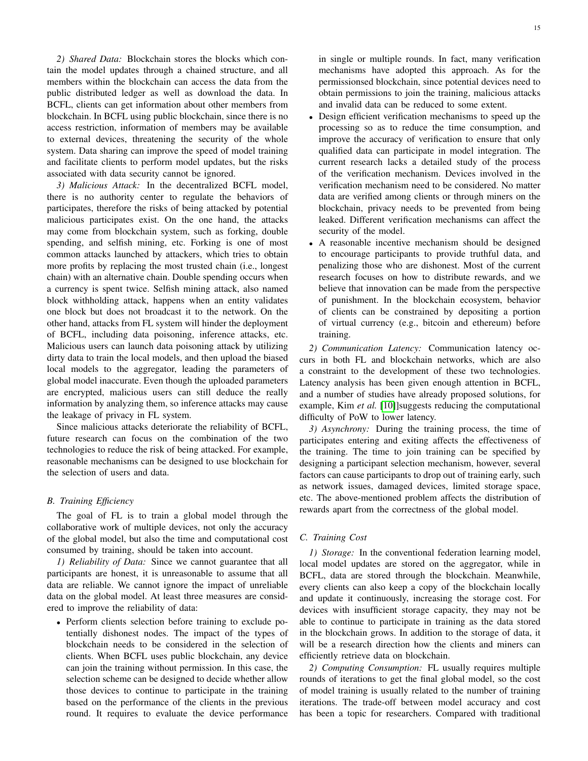*2) Shared Data:* Blockchain stores the blocks which contain the model updates through a chained structure, and all members within the blockchain can access the data from the public distributed ledger as well as download the data. In BCFL, clients can get information about other members from blockchain. In BCFL using public blockchain, since there is no access restriction, information of members may be available to external devices, threatening the security of the whole system. Data sharing can improve the speed of model training and facilitate clients to perform model updates, but the risks associated with data security cannot be ignored.

*3) Malicious Attack:* In the decentralized BCFL model, there is no authority center to regulate the behaviors of participates, therefore the risks of being attacked by potential malicious participates exist. On the one hand, the attacks may come from blockchain system, such as forking, double spending, and selfish mining, etc. Forking is one of most common attacks launched by attackers, which tries to obtain more profits by replacing the most trusted chain (i.e., longest chain) with an alternative chain. Double spending occurs when a currency is spent twice. Selfish mining attack, also named block withholding attack, happens when an entity validates one block but does not broadcast it to the network. On the other hand, attacks from FL system will hinder the deployment of BCFL, including data poisoning, inference attacks, etc. Malicious users can launch data poisoning attack by utilizing dirty data to train the local models, and then upload the biased local models to the aggregator, leading the parameters of global model inaccurate. Even though the uploaded parameters are encrypted, malicious users can still deduce the really information by analyzing them, so inference attacks may cause the leakage of privacy in FL system.

Since malicious attacks deteriorate the reliability of BCFL, future research can focus on the combination of the two technologies to reduce the risk of being attacked. For example, reasonable mechanisms can be designed to use blockchain for the selection of users and data.

### B. Training Efficiency

The goal of FL is to train a global model through the collaborative work of multiple devices, not only the accuracy of the global model, but also the time and computational cost consumed by training, should be taken into account.

*1) Reliability of Data:* Since we cannot guarantee that all participants are honest, it is unreasonable to assume that all data are reliable. We cannot ignore the impact of unreliable data on the global model. At least three measures are considered to improve the reliability of data:

- Perform clients selection before training to exclude potentially dishonest nodes. The impact of the types of blockchain needs to be considered in the selection of clients. When BCFL uses public blockchain, any device can join the training without permission. In this case, the selection scheme can be designed to decide whether allow those devices to continue to participate in the training based on the performance of the clients in the previous round. It requires to evaluate the device performance in single or multiple rounds. In fact, many verification mechanisms have adopted this approach. As for the permissionsed blockchain, since potential devices need to obtain permissions to join the training, malicious attacks and invalid data can be reduced to some extent.
- Design efficient verification mechanisms to speed up the processing so as to reduce the time consumption, and improve the accuracy of verification to ensure that only qualified data can participate in model integration. The current research lacks a detailed study of the process of the verification mechanism. Devices involved in the verification mechanism need to be considered. No matter data are verified among clients or through miners on the blockchain, privacy needs to be prevented from being leaked. Different verification mechanisms can affect the security of the model.
- A reasonable incentive mechanism should be designed to encourage participants to provide truthful data, and penalizing those who are dishonest. Most of the current research focuses on how to distribute rewards, and we believe that innovation can be made from the perspective of punishment. In the blockchain ecosystem, behavior of clients can be constrained by depositing a portion of virtual currency (e.g., bitcoin and ethereum) before training.

*2) Communication Latency:* Communication latency occurs in both FL and blockchain networks, which are also a constraint to the development of these two technologies. Latency analysis has been given enough attention in BCFL, and a number of studies have already proposed solutions, for example, Kim *et al.* [10]suggests reducing the computational difficulty of PoW to lower latency.

*3) Asynchrony:* During the training process, the time of participates entering and exiting affects the effectiveness of the training. The time to join training can be specified by designing a participant selection mechanism, however, several factors can cause participants to drop out of training early, such as network issues, damaged devices, limited storage space, etc. The above-mentioned problem affects the distribution of rewards apart from the correctness of the global model.

### C. Training Cost

*1) Storage:* In the conventional federation learning model, local model updates are stored on the aggregator, while in BCFL, data are stored through the blockchain. Meanwhile, every clients can also keep a copy of the blockchain locally and update it continuously, increasing the storage cost. For devices with insufficient storage capacity, they may not be able to continue to participate in training as the data stored in the blockchain grows. In addition to the storage of data, it will be a research direction how the clients and miners can efficiently retrieve data on blockchain.

*2) Computing Consumption:* FL usually requires multiple rounds of iterations to get the final global model, so the cost of model training is usually related to the number of training iterations. The trade-off between model accuracy and cost has been a topic for researchers. Compared with traditional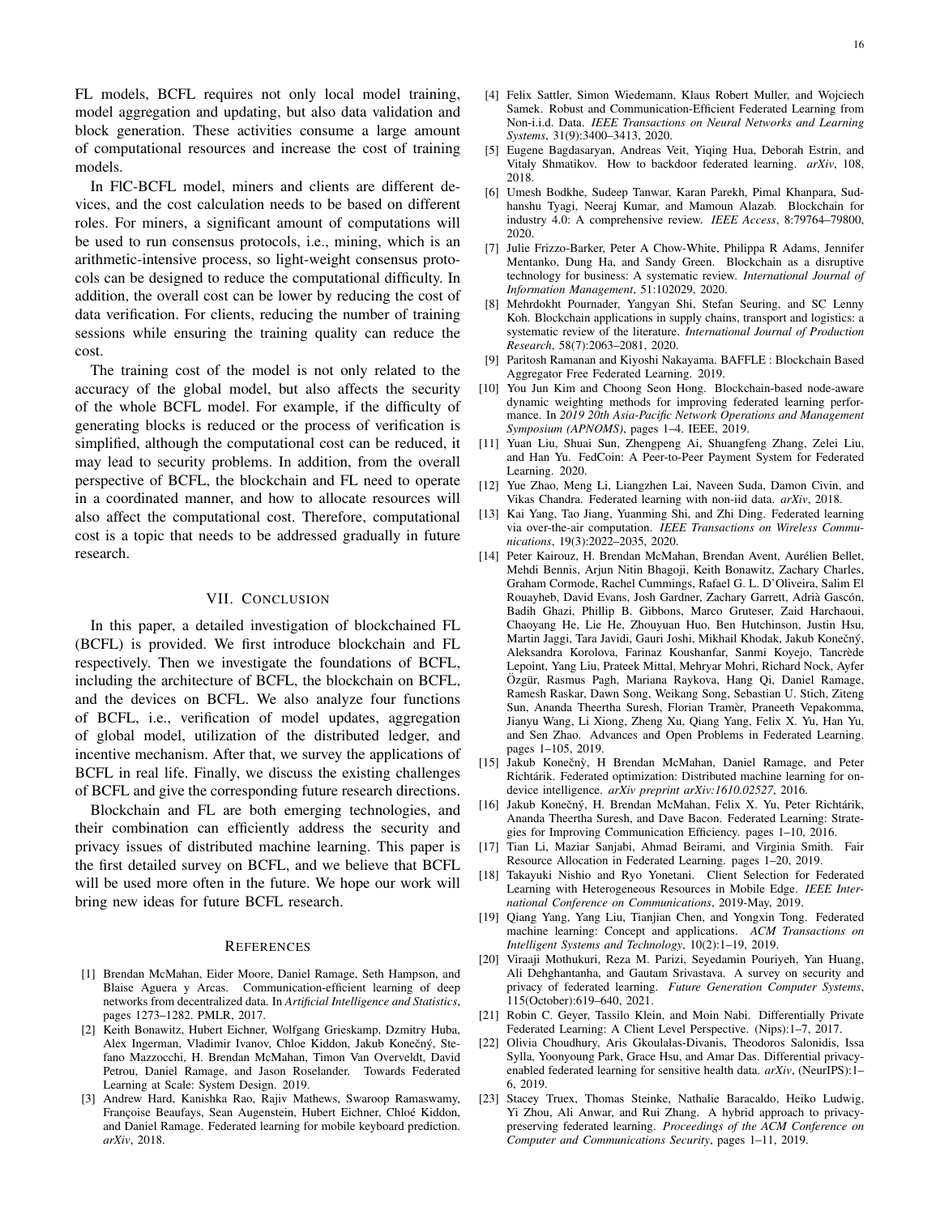FL models, BCFL requires not only local model training, model aggregation and updating, but also data validation and block generation. These activities consume a large amount of computational resources and increase the cost of training models.

In FlC-BCFL model, miners and clients are different devices, and the cost calculation needs to be based on different roles. For miners, a significant amount of computations will be used to run consensus protocols, i.e., mining, which is an arithmetic-intensive process, so light-weight consensus protocols can be designed to reduce the computational difficulty. In addition, the overall cost can be lower by reducing the cost of data verification. For clients, reducing the number of training sessions while ensuring the training quality can reduce the cost.

The training cost of the model is not only related to the accuracy of the global model, but also affects the security of the whole BCFL model. For example, if the difficulty of generating blocks is reduced or the process of verification is simplified, although the computational cost can be reduced, it may lead to security problems. In addition, from the overall perspective of BCFL, the blockchain and FL need to operate in a coordinated manner, and how to allocate resources will also affect the computational cost. Therefore, computational cost is a topic that needs to be addressed gradually in future research.

## VII. Conclusion

In this paper, a detailed investigation of blockchained FL (BCFL) is provided. We first introduce blockchain and FL respectively. Then we investigate the foundations of BCFL, including the architecture of BCFL, the blockchain on BCFL, and the devices on BCFL. We also analyze four functions of BCFL, i.e., verification of model updates, aggregation of global model, utilization of the distributed ledger, and incentive mechanism. After that, we survey the applications of BCFL in real life. Finally, we discuss the existing challenges of BCFL and give the corresponding future research directions.

Blockchain and FL are both emerging technologies, and their combination can efficiently address the security and privacy issues of distributed machine learning. This paper is the first detailed survey on BCFL, and we believe that BCFL will be used more often in the future. We hope our work will bring new ideas for future BCFL research.

## References

[1] Brendan McMahan, Eider Moore, Daniel Ramage, Seth Hampson, and Blaise Aguera y Arcas. Communication-efficient learning of deep networks from decentralized data. In *Artificial Intelligence and Statistics*, pages 1273–1282. PMLR, 2017.

[2] Keith Bonawitz, Hubert Eichner, Wolfgang Grieskamp, Dzmitry Huba, Alex Ingerman, Vladimir Ivanov, Chloe Kiddon, Jakub Konečný, Stefano Mazzocchi, H. Brendan McMahan, Timon Van Overveldt, David Petrou, Daniel Ramage, and Jason Roselander. Towards Federated Learning at Scale: System Design. 2019.

[3] Andrew Hard, Kanishka Rao, Rajiv Mathews, Swaroop Ramaswamy, Françoise Beaufays, Sean Augenstein, Hubert Eichner, Chloé Kiddon, and Daniel Ramage. Federated learning for mobile keyboard prediction. *arXiv*, 2018.

[4] Felix Sattler, Simon Wiedemann, Klaus Robert Muller, and Wojciech Samek. Robust and Communication-Efficient Federated Learning from Non-i.i.d. Data. *IEEE Transactions on Neural Networks and Learning Systems*, 31(9):3400–3413, 2020.

[5] Eugene Bagdasaryan, Andreas Veit, Yiqing Hua, Deborah Estrin, and Vitaly Shmatikov. How to backdoor federated learning. *arXiv*, 108, 2018.

[6] Umesh Bodkhe, Sudeep Tanwar, Karan Parekh, Pimal Khanpara, Sudhanshu Tyagi, Neeraj Kumar, and Mamoun Alazab. Blockchain for industry 4.0: A comprehensive review. *IEEE Access*, 8:79764–79800, 2020.

[7] Julie Frizzo-Barker, Peter A Chow-White, Philippa R Adams, Jennifer Mentanko, Dung Ha, and Sandy Green. Blockchain as a disruptive technology for business: A systematic review. *International Journal of Information Management*, 51:102029, 2020.

[8] Mehrdokht Pournader, Yangyan Shi, Stefan Seuring, and SC Lenny Koh. Blockchain applications in supply chains, transport and logistics: a systematic review of the literature. *International Journal of Production Research*, 58(7):2063–2081, 2020.

[9] Paritosh Ramanan and Kiyoshi Nakayama. BAFFLE : Blockchain Based Aggregator Free Federated Learning. 2019.

[10] You Jun Kim and Choong Seon Hong. Blockchain-based node-aware dynamic weighting methods for improving federated learning performance. In *2019 20th Asia-Pacific Network Operations and Management Symposium (APNOMS)*, pages 1–4. IEEE, 2019.

[11] Yuan Liu, Shuai Sun, Zhengpeng Ai, Shuangfeng Zhang, Zelei Liu, and Han Yu. FedCoin: A Peer-to-Peer Payment System for Federated Learning. 2020.

[12] Yue Zhao, Meng Li, Liangzhen Lai, Naveen Suda, Damon Civin, and Vikas Chandra. Federated learning with non-iid data. *arXiv*, 2018.

[13] Kai Yang, Tao Jiang, Yuanming Shi, and Zhi Ding. Federated learning via over-the-air computation. *IEEE Transactions on Wireless Communications*, 19(3):2022–2035, 2020.

[14] Peter Kairouz, H. Brendan McMahan, Brendan Avent, Aurélien Bellet, Mehdi Bennis, Arjun Nitin Bhagoji, Keith Bonawitz, Zachary Charles, Graham Cormode, Rachel Cummings, Rafael G. L. D'Oliveira, Salim El Rouayheb, David Evans, Josh Gardner, Zachary Garrett, Adrià Gascón, Badih Ghazi, Phillip B. Gibbons, Marco Gruteser, Zaid Harchaoui, Chaoyang He, Lie He, Zhouyuan Huo, Ben Hutchinson, Justin Hsu, Martin Jaggi, Tara Javidi, Gauri Joshi, Mikhail Khodak, Jakub Konečný, Aleksandra Korolova, Farinaz Koushanfar, Sanmi Koyejo, Tancrède Lepoint, Yang Liu, Prateek Mittal, Mehryar Mohri, Richard Nock, Ayfer Özgür, Rasmus Pagh, Mariana Raykova, Hang Qi, Daniel Ramage, Ramesh Raskar, Dawn Song, Weikang Song, Sebastian U. Stich, Ziteng Sun, Ananda Theertha Suresh, Florian Tramèr, Praneeth Vepakomma, Jianyu Wang, Li Xiong, Zheng Xu, Qiang Yang, Felix X. Yu, Han Yu, and Sen Zhao. Advances and Open Problems in Federated Learning. pages 1–105, 2019.

[15] Jakub Konečnỳ, H Brendan McMahan, Daniel Ramage, and Peter Richtárik. Federated optimization: Distributed machine learning for on-device intelligence. *arXiv preprint arXiv:1610.02527*, 2016.

[16] Jakub Konečný, H. Brendan McMahan, Felix X. Yu, Peter Richtárik, Ananda Theertha Suresh, and Dave Bacon. Federated Learning: Strategies for Improving Communication Efficiency. pages 1–10, 2016.

[17] Tian Li, Maziar Sanjabi, Ahmad Beirami, and Virginia Smith. Fair Resource Allocation in Federated Learning. pages 1–20, 2019.

[18] Takayuki Nishio and Ryo Yonetani. Client Selection for Federated Learning with Heterogeneous Resources in Mobile Edge. *IEEE International Conference on Communications*, 2019-May, 2019.

[19] Qiang Yang, Yang Liu, Tianjian Chen, and Yongxin Tong. Federated machine learning: Concept and applications. *ACM Transactions on Intelligent Systems and Technology*, 10(2):1–19, 2019.

[20] Viraaji Mothukuri, Reza M. Parizi, Seyedamin Pouriyeh, Yan Huang, Ali Dehghantanha, and Gautam Srivastava. A survey on security and privacy of federated learning. *Future Generation Computer Systems*, 115(October):619–640, 2021.

[21] Robin C. Geyer, Tassilo Klein, and Moin Nabi. Differentially Private Federated Learning: A Client Level Perspective. (Nips):1–7, 2017.

[22] Olivia Choudhury, Aris Gkoulalas-Divanis, Theodoros Salonidis, Issa Sylla, Yoonyoung Park, Grace Hsu, and Amar Das. Differential privacy-enabled federated learning for sensitive health data. *arXiv*, (NeurIPS):1–6, 2019.

[23] Stacey Truex, Thomas Steinke, Nathalie Baracaldo, Heiko Ludwig, Yi Zhou, Ali Anwar, and Rui Zhang. A hybrid approach to privacy-preserving federated learning. *Proceedings of the ACM Conference on Computer and Communications Security*, pages 1–11, 2019.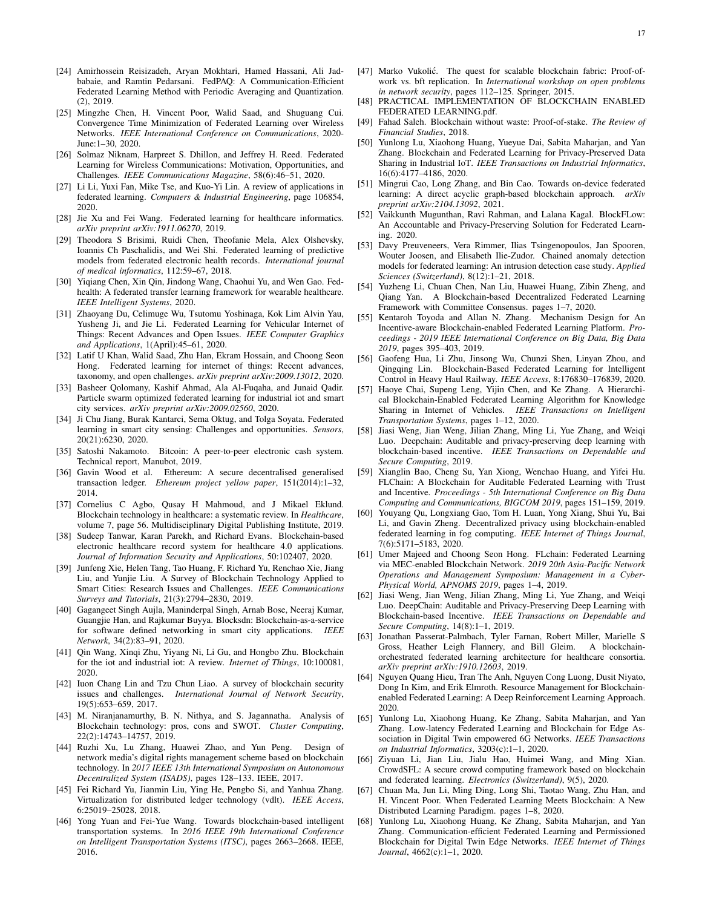[24] Amirhossein Reisizadeh, Aryan Mokhtari, Hamed Hassani, Ali Jadbabaie, and Ramtin Pedarsani. FedPAQ: A Communication-Efficient Federated Learning Method with Periodic Averaging and Quantization. (2), 2019.

[25] Mingzhe Chen, H. Vincent Poor, Walid Saad, and Shuguang Cui. Convergence Time Minimization of Federated Learning over Wireless Networks. *IEEE International Conference on Communications*, 2020-June:1–30, 2020.

[26] Solmaz Niknam, Harpreet S. Dhillon, and Jeffrey H. Reed. Federated Learning for Wireless Communications: Motivation, Opportunities, and Challenges. *IEEE Communications Magazine*, 58(6):46–51, 2020.

[27] Li Li, Yuxi Fan, Mike Tse, and Kuo-Yi Lin. A review of applications in federated learning. *Computers & Industrial Engineering*, page 106854, 2020.

[28] Jie Xu and Fei Wang. Federated learning for healthcare informatics. *arXiv preprint arXiv:1911.06270*, 2019.

[29] Theodora S Brisimi, Ruidi Chen, Theofanie Mela, Alex Olshevsky, Ioannis Ch Paschalidis, and Wei Shi. Federated learning of predictive models from federated electronic health records. *International journal of medical informatics*, 112:59–67, 2018.

[30] Yiqiang Chen, Xin Qin, Jindong Wang, Chaohui Yu, and Wen Gao. Fedhealth: A federated transfer learning framework for wearable healthcare. *IEEE Intelligent Systems*, 2020.

[31] Zhaoyang Du, Celimuge Wu, Tsutomu Yoshinaga, Kok Lim Alvin Yau, Yusheng Ji, and Jie Li. Federated Learning for Vehicular Internet of Things: Recent Advances and Open Issues. *IEEE Computer Graphics and Applications*, 1(April):45–61, 2020.

[32] Latif U Khan, Walid Saad, Zhu Han, Ekram Hossain, and Choong Seon Hong. Federated learning for internet of things: Recent advances, taxonomy, and open challenges. *arXiv preprint arXiv:2009.13012*, 2020.

[33] Basheer Qolomany, Kashif Ahmad, Ala Al-Fuqaha, and Junaid Qadir. Particle swarm optimized federated learning for industrial iot and smart city services. *arXiv preprint arXiv:2009.02560*, 2020.

[34] Ji Chu Jiang, Burak Kantarci, Sema Oktug, and Tolga Soyata. Federated learning in smart city sensing: Challenges and opportunities. *Sensors*, 20(21):6230, 2020.

[35] Satoshi Nakamoto. Bitcoin: A peer-to-peer electronic cash system. Technical report, Manubot, 2019.

[36] Gavin Wood et al. Ethereum: A secure decentralised generalised transaction ledger. *Ethereum project yellow paper*, 151(2014):1–32, 2014.

[37] Cornelius C Agbo, Qusay H Mahmoud, and J Mikael Eklund. Blockchain technology in healthcare: a systematic review. In *Healthcare*, volume 7, page 56. Multidisciplinary Digital Publishing Institute, 2019.

[38] Sudeep Tanwar, Karan Parekh, and Richard Evans. Blockchain-based electronic healthcare record system for healthcare 4.0 applications. *Journal of Information Security and Applications*, 50:102407, 2020.

[39] Junfeng Xie, Helen Tang, Tao Huang, F. Richard Yu, Renchao Xie, Jiang Liu, and Yunjie Liu. A Survey of Blockchain Technology Applied to Smart Cities: Research Issues and Challenges. *IEEE Communications Surveys and Tutorials*, 21(3):2794–2830, 2019.

[40] Gagangeet Singh Aujla, Maninderpal Singh, Arnab Bose, Neeraj Kumar, Guangjie Han, and Rajkumar Buyya. Blocksdn: Blockchain-as-a-service for software defined networking in smart city applications. *IEEE Network*, 34(2):83–91, 2020.

[41] Qin Wang, Xinqi Zhu, Yiyang Ni, Li Gu, and Hongbo Zhu. Blockchain for the iot and industrial iot: A review. *Internet of Things*, 10:100081, 2020.

[42] Iuon Chang Lin and Tzu Chun Liao. A survey of blockchain security issues and challenges. *International Journal of Network Security*, 19(5):653–659, 2017.

[43] M. Niranjanamurthy, B. N. Nithya, and S. Jagannatha. Analysis of Blockchain technology: pros, cons and SWOT. *Cluster Computing*, 22(2):14743–14757, 2019.

[44] Ruzhi Xu, Lu Zhang, Huawei Zhao, and Yun Peng. Design of network media's digital rights management scheme based on blockchain technology. In *2017 IEEE 13th International Symposium on Autonomous Decentralized System (ISADS)*, pages 128–133. IEEE, 2017.

[45] Fei Richard Yu, Jianmin Liu, Ying He, Pengbo Si, and Yanhua Zhang. Virtualization for distributed ledger technology (vdlt). *IEEE Access*, 6:25019–25028, 2018.

[46] Yong Yuan and Fei-Yue Wang. Towards blockchain-based intelligent transportation systems. In *2016 IEEE 19th International Conference on Intelligent Transportation Systems (ITSC)*, pages 2663–2668. IEEE, 2016.

[47] Marko Vukolić. The quest for scalable blockchain fabric: Proof-of-work vs. bft replication. In *International workshop on open problems in network security*, pages 112–125. Springer, 2015.

[48] PRACTICAL IMPLEMENTATION OF BLOCKCHAIN ENABLED FEDERATED LEARNING.pdf.

[49] Fahad Saleh. Blockchain without waste: Proof-of-stake. *The Review of Financial Studies*, 2018.

[50] Yunlong Lu, Xiaohong Huang, Yueyue Dai, Sabita Maharjan, and Yan Zhang. Blockchain and Federated Learning for Privacy-Preserved Data Sharing in Industrial IoT. *IEEE Transactions on Industrial Informatics*, 16(6):4177–4186, 2020.

[51] Mingrui Cao, Long Zhang, and Bin Cao. Towards on-device federated learning: A direct acyclic graph-based blockchain approach. *arXiv preprint arXiv:2104.13092*, 2021.

[52] Vaikkunth Mugunthan, Ravi Rahman, and Lalana Kagal. BlockFLow: An Accountable and Privacy-Preserving Solution for Federated Learning. 2020.

[53] Davy Preuveneers, Vera Rimmer, Ilias Tsingenopoulos, Jan Spooren, Wouter Joosen, and Elisabeth Ilie-Zudor. Chained anomaly detection models for federated learning: An intrusion detection case study. *Applied Sciences (Switzerland)*, 8(12):1–21, 2018.

[54] Yuzheng Li, Chuan Chen, Nan Liu, Huawei Huang, Zibin Zheng, and Qiang Yan. A Blockchain-based Decentralized Federated Learning Framework with Committee Consensus. pages 1–7, 2020.

[55] Kentaroh Toyoda and Allan N. Zhang. Mechanism Design for An Incentive-aware Blockchain-enabled Federated Learning Platform. *Proceedings - 2019 IEEE International Conference on Big Data, Big Data 2019*, pages 395–403, 2019.

[56] Gaofeng Hua, Li Zhu, Jinsong Wu, Chunzi Shen, Linyan Zhou, and Qingqing Lin. Blockchain-Based Federated Learning for Intelligent Control in Heavy Haul Railway. *IEEE Access*, 8:176830–176839, 2020.

[57] Haoye Chai, Supeng Leng, Yijin Chen, and Ke Zhang. A Hierarchical Blockchain-Enabled Federated Learning Algorithm for Knowledge Sharing in Internet of Vehicles. *IEEE Transactions on Intelligent Transportation Systems*, pages 1–12, 2020.

[58] Jiasi Weng, Jian Weng, Jilian Zhang, Ming Li, Yue Zhang, and Weiqi Luo. Deepchain: Auditable and privacy-preserving deep learning with blockchain-based incentive. *IEEE Transactions on Dependable and Secure Computing*, 2019.

[59] Xianglin Bao, Cheng Su, Yan Xiong, Wenchao Huang, and Yifei Hu. FLChain: A Blockchain for Auditable Federated Learning with Trust and Incentive. *Proceedings - 5th International Conference on Big Data Computing and Communications, BIGCOM 2019*, pages 151–159, 2019.

[60] Youyang Qu, Longxiang Gao, Tom H. Luan, Yong Xiang, Shui Yu, Bai Li, and Gavin Zheng. Decentralized privacy using blockchain-enabled federated learning in fog computing. *IEEE Internet of Things Journal*, 7(6):5171–5183, 2020.

[61] Umer Majeed and Choong Seon Hong. FLchain: Federated Learning via MEC-enabled Blockchain Network. *2019 20th Asia-Pacific Network Operations and Management Symposium: Management in a Cyber-Physical World, APNOMS 2019*, pages 1–4, 2019.

[62] Jiasi Weng, Jian Weng, Jilian Zhang, Ming Li, Yue Zhang, and Weiqi Luo. DeepChain: Auditable and Privacy-Preserving Deep Learning with Blockchain-based Incentive. *IEEE Transactions on Dependable and Secure Computing*, 14(8):1–1, 2019.

[63] Jonathan Passerat-Palmbach, Tyler Farnan, Robert Miller, Marielle S Gross, Heather Leigh Flannery, and Bill Gleim. A blockchain-orchestrated federated learning architecture for healthcare consortia. *arXiv preprint arXiv:1910.12603*, 2019.

[64] Nguyen Quang Hieu, Tran The Anh, Nguyen Cong Luong, Dusit Niyato, Dong In Kim, and Erik Elmroth. Resource Management for Blockchain-enabled Federated Learning: A Deep Reinforcement Learning Approach. 2020.

[65] Yunlong Lu, Xiaohong Huang, Ke Zhang, Sabita Maharjan, and Yan Zhang. Low-latency Federated Learning and Blockchain for Edge Association in Digital Twin empowered 6G Networks. *IEEE Transactions on Industrial Informatics*, 3203(c):1–1, 2020.

[66] Ziyuan Li, Jian Liu, Jialu Hao, Huimei Wang, and Ming Xian. CrowdSFL: A secure crowd computing framework based on blockchain and federated learning. *Electronics (Switzerland)*, 9(5), 2020.

[67] Chuan Ma, Jun Li, Ming Ding, Long Shi, Taotao Wang, Zhu Han, and H. Vincent Poor. When Federated Learning Meets Blockchain: A New Distributed Learning Paradigm. pages 1–8, 2020.

[68] Yunlong Lu, Xiaohong Huang, Ke Zhang, Sabita Maharjan, and Yan Zhang. Communication-efficient Federated Learning and Permissioned Blockchain for Digital Twin Edge Networks. *IEEE Internet of Things Journal*, 4662(c):1–1, 2020.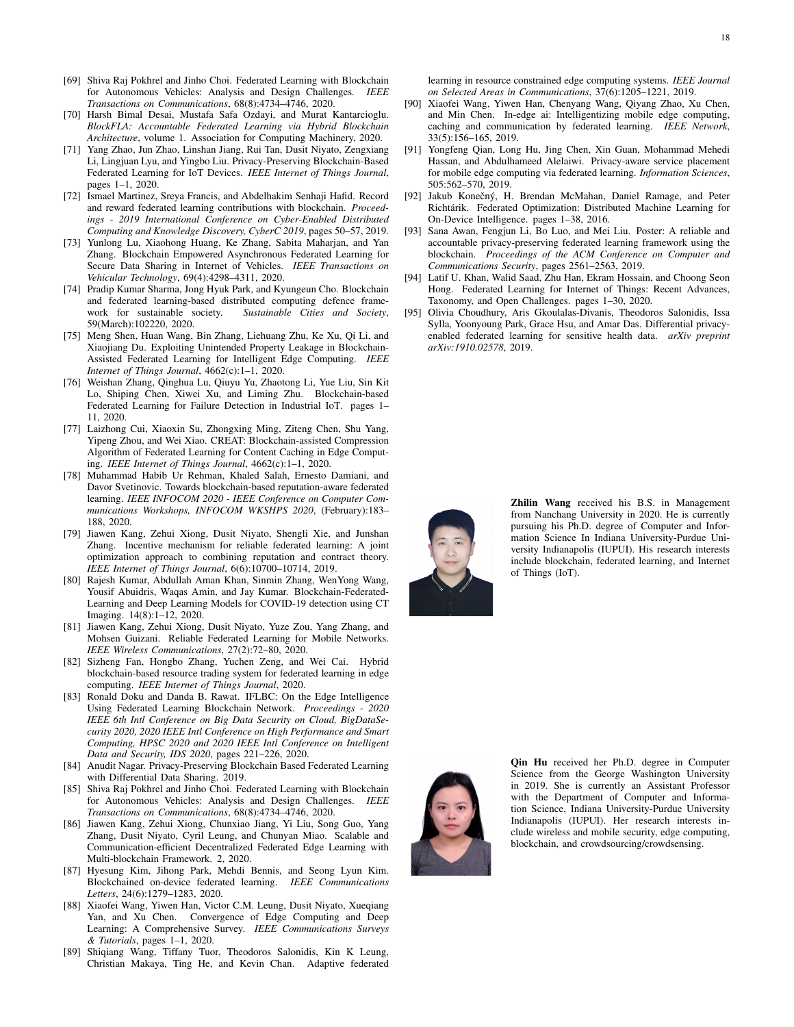[69] Shiva Raj Pokhrel and Jinho Choi. Federated Learning with Blockchain for Autonomous Vehicles: Analysis and Design Challenges. *IEEE Transactions on Communications*, 68(8):4734–4746, 2020.

[70] Harsh Bimal Desai, Mustafa Safa Ozdayi, and Murat Kantarcioglu. *BlockFLA: Accountable Federated Learning via Hybrid Blockchain Architecture*, volume 1. Association for Computing Machinery, 2020.

[71] Yang Zhao, Jun Zhao, Linshan Jiang, Rui Tan, Dusit Niyato, Zengxiang Li, Lingjuan Lyu, and Yingbo Liu. Privacy-Preserving Blockchain-Based Federated Learning for IoT Devices. *IEEE Internet of Things Journal*, pages 1–1, 2020.

[72] Ismael Martinez, Sreya Francis, and Abdelhakim Senhaji Hafid. Record and reward federated learning contributions with blockchain. *Proceedings - 2019 International Conference on Cyber-Enabled Distributed Computing and Knowledge Discovery, CyberC 2019*, pages 50–57, 2019.

[73] Yunlong Lu, Xiaohong Huang, Ke Zhang, Sabita Maharjan, and Yan Zhang. Blockchain Empowered Asynchronous Federated Learning for Secure Data Sharing in Internet of Vehicles. *IEEE Transactions on Vehicular Technology*, 69(4):4298–4311, 2020.

[74] Pradip Kumar Sharma, Jong Hyuk Park, and Kyungeun Cho. Blockchain and federated learning-based distributed computing defence framework for sustainable society. *Sustainable Cities and Society*, 59(March):102220, 2020.

[75] Meng Shen, Huan Wang, Bin Zhang, Liehuang Zhu, Ke Xu, Qi Li, and Xiaojiang Du. Exploiting Unintended Property Leakage in Blockchain-Assisted Federated Learning for Intelligent Edge Computing. *IEEE Internet of Things Journal*, 4662(c):1–1, 2020.

[76] Weishan Zhang, Qinghua Lu, Qiuyu Yu, Zhaotong Li, Yue Liu, Sin Kit Lo, Shiping Chen, Xiwei Xu, and Liming Zhu. Blockchain-based Federated Learning for Failure Detection in Industrial IoT. pages 1–11, 2020.

[77] Laizhong Cui, Xiaoxin Su, Zhongxing Ming, Ziteng Chen, Shu Yang, Yipeng Zhou, and Wei Xiao. CREAT: Blockchain-assisted Compression Algorithm of Federated Learning for Content Caching in Edge Computing. *IEEE Internet of Things Journal*, 4662(c):1–1, 2020.

[78] Muhammad Habib Ur Rehman, Khaled Salah, Ernesto Damiani, and Davor Svetinovic. Towards blockchain-based reputation-aware federated learning. *IEEE INFOCOM 2020 - IEEE Conference on Computer Communications Workshops, INFOCOM WKSHPS 2020*, (February):183–188, 2020.

[79] Jiawen Kang, Zehui Xiong, Dusit Niyato, Shengli Xie, and Junshan Zhang. Incentive mechanism for reliable federated learning: A joint optimization approach to combining reputation and contract theory. *IEEE Internet of Things Journal*, 6(6):10700–10714, 2019.

[80] Rajesh Kumar, Abdullah Aman Khan, Sinmin Zhang, WenYong Wang, Yousif Abuidris, Waqas Amin, and Jay Kumar. Blockchain-Federated-Learning and Deep Learning Models for COVID-19 detection using CT Imaging. 14(8):1–12, 2020.

[81] Jiawen Kang, Zehui Xiong, Dusit Niyato, Yuze Zou, Yang Zhang, and Mohsen Guizani. Reliable Federated Learning for Mobile Networks. *IEEE Wireless Communications*, 27(2):72–80, 2020.

[82] Sizheng Fan, Hongbo Zhang, Yuchen Zeng, and Wei Cai. Hybrid blockchain-based resource trading system for federated learning in edge computing. *IEEE Internet of Things Journal*, 2020.

[83] Ronald Doku and Danda B. Rawat. IFLBC: On the Edge Intelligence Using Federated Learning Blockchain Network. *Proceedings - 2020 IEEE 6th Intl Conference on Big Data Security on Cloud, BigDataSecurity 2020, 2020 IEEE Intl Conference on High Performance and Smart Computing, HPSC 2020 and 2020 IEEE Intl Conference on Intelligent Data and Security, IDS 2020*, pages 221–226, 2020.

[84] Anudit Nagar. Privacy-Preserving Blockchain Based Federated Learning with Differential Data Sharing. 2019.

[85] Shiva Raj Pokhrel and Jinho Choi. Federated Learning with Blockchain for Autonomous Vehicles: Analysis and Design Challenges. *IEEE Transactions on Communications*, 68(8):4734–4746, 2020.

[86] Jiawen Kang, Zehui Xiong, Chunxiao Jiang, Yi Liu, Song Guo, Yang Zhang, Dusit Niyato, Cyril Leung, and Chunyan Miao. Scalable and Communication-efficient Decentralized Federated Edge Learning with Multi-blockchain Framework. 2, 2020.

[87] Hyesung Kim, Jihong Park, Mehdi Bennis, and Seong Lyun Kim. Blockchained on-device federated learning. *IEEE Communications Letters*, 24(6):1279–1283, 2020.

[88] Xiaofei Wang, Yiwen Han, Victor C.M. Leung, Dusit Niyato, Xueqiang Yan, and Xu Chen. Convergence of Edge Computing and Deep Learning: A Comprehensive Survey. *IEEE Communications Surveys & Tutorials*, pages 1–1, 2020.

[89] Shiqiang Wang, Tiffany Tuor, Theodoros Salonidis, Kin K Leung, Christian Makaya, Ting He, and Kevin Chan. Adaptive federated learning in resource constrained edge computing systems. *IEEE Journal on Selected Areas in Communications*, 37(6):1205–1221, 2019.

[90] Xiaofei Wang, Yiwen Han, Chenyang Wang, Qiyang Zhao, Xu Chen, and Min Chen. In-edge ai: Intelligentizing mobile edge computing, caching and communication by federated learning. *IEEE Network*, 33(5):156–165, 2019.

[91] Yongfeng Qian, Long Hu, Jing Chen, Xin Guan, Mohammad Mehedi Hassan, and Abdulhameed Alelaiwi. Privacy-aware service placement for mobile edge computing via federated learning. *Information Sciences*, 505:562–570, 2019.

[92] Jakub Konečný, H. Brendan McMahan, Daniel Ramage, and Peter Richtárik. Federated Optimization: Distributed Machine Learning for On-Device Intelligence. pages 1–38, 2016.

[93] Sana Awan, Fengjun Li, Bo Luo, and Mei Liu. Poster: A reliable and accountable privacy-preserving federated learning framework using the blockchain. *Proceedings of the ACM Conference on Computer and Communications Security*, pages 2561–2563, 2019.

[94] Latif U. Khan, Walid Saad, Zhu Han, Ekram Hossain, and Choong Seon Hong. Federated Learning for Internet of Things: Recent Advances, Taxonomy, and Open Challenges. pages 1–30, 2020.

[95] Olivia Choudhury, Aris Gkoulalas-Divanis, Theodoros Salonidis, Issa Sylla, Yoonyoung Park, Grace Hsu, and Amar Das. Differential privacy-enabled federated learning for sensitive health data. *arXiv preprint arXiv:1910.02578*, 2019.

**Zhilin Wang** received his B.S. in Management from Nanchang University in 2020. He is currently pursuing his Ph.D. degree of Computer and Information Science In Indiana University-Purdue University Indianapolis (IUPUI). His research interests include blockchain, federated learning, and Internet of Things (IoT).

**Qin Hu** received her Ph.D. degree in Computer Science from the George Washington University in 2019. She is currently an Assistant Professor with the Department of Computer and Information Science, Indiana University-Purdue University Indianapolis (IUPUI). Her research interests include wireless and mobile security, edge computing, blockchain, and crowdsourcing/crowdsensing.